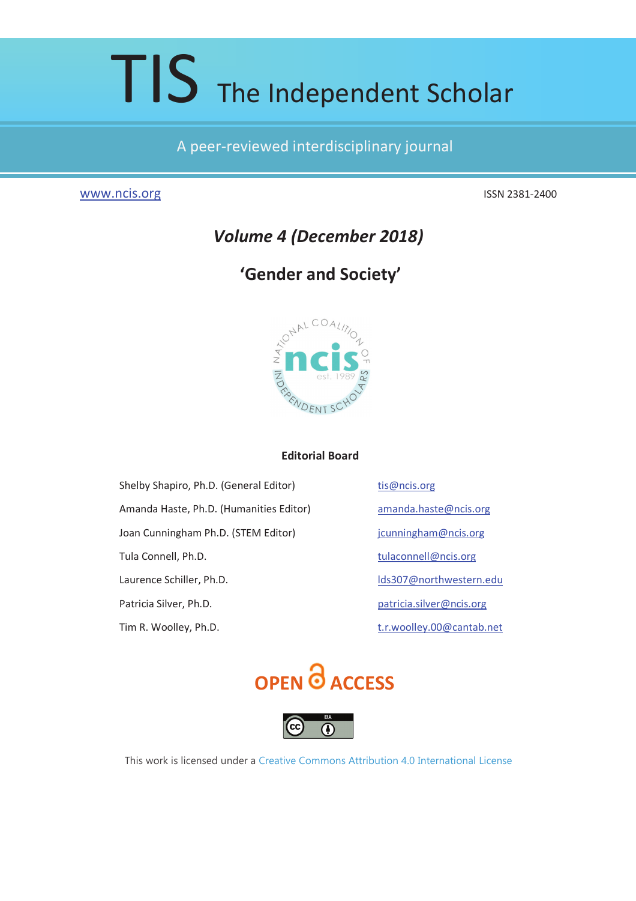# TIS The Independent Scholar

A peer-reviewed interdisciplinary journal

www.ncis.org

ISSN 2381-2400

## *Volume 4 (December 2018)*

## 'Gender and Society'

### Editorial Board

| | |
|---|---|
| Shelby Shapiro, Ph.D. (General Editor) | tis@ncis.org |
| Amanda Haste, Ph.D. (Humanities Editor) | amanda.haste@ncis.org |
| Joan Cunningham Ph.D. (STEM Editor) | jcunningham@ncis.org |
| Tula Connell, Ph.D. | tulaconnell@ncis.org |
| Laurence Schiller, Ph.D. | lds307@northwestern.edu |
| Patricia Silver, Ph.D. | patricia.silver@ncis.org |
| Tim R. Woolley, Ph.D. | t.r.woolley.00@cantab.net |

OPEN ACCESS

This work is licensed under a Creative Commons Attribution 4.0 International License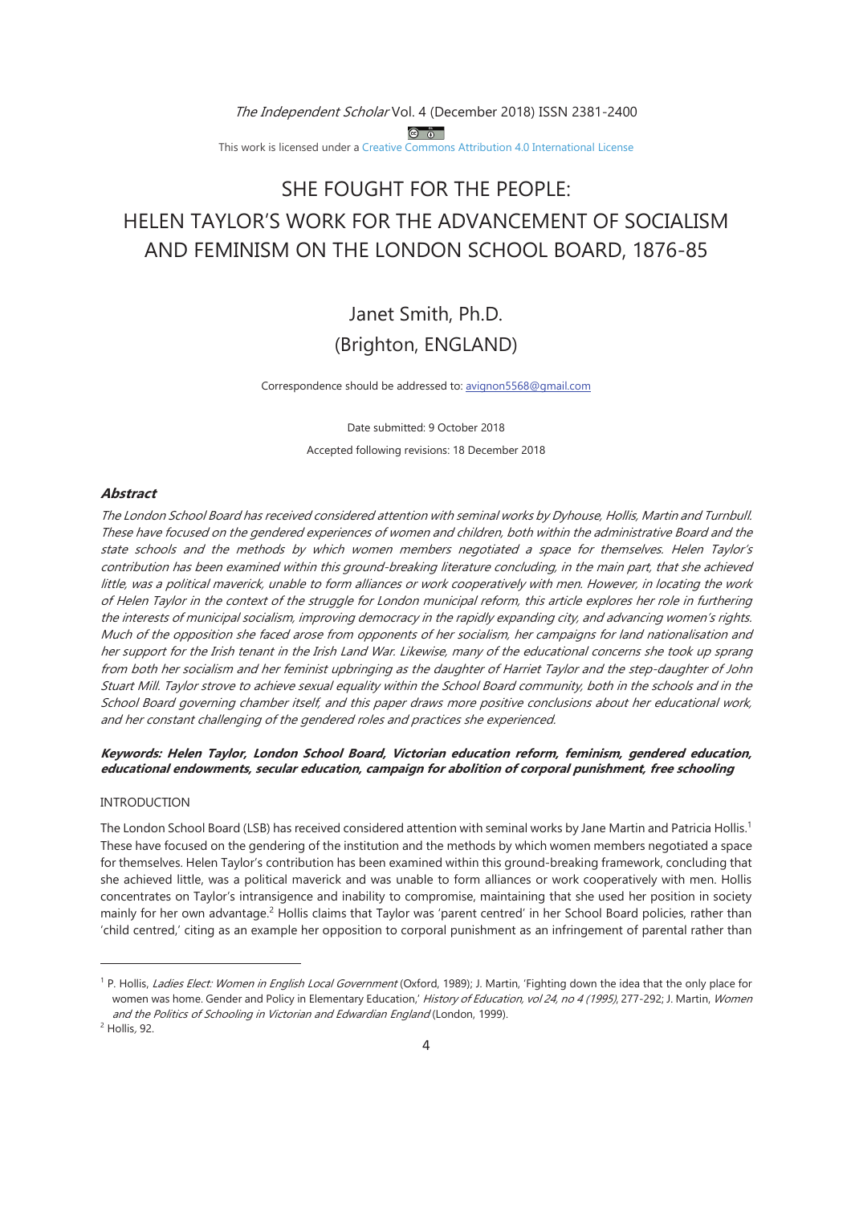*The Independent Scholar* Vol. 4 (December 2018) ISSN 2381-2400

This work is licensed under a Creative Commons Attribution 4.0 International License

# SHE FOUGHT FOR THE PEOPLE: HELEN TAYLOR'S WORK FOR THE ADVANCEMENT OF SOCIALISM AND FEMINISM ON THE LONDON SCHOOL BOARD, 1876-85

## Janet Smith, Ph.D.
## (Brighton, ENGLAND)

Correspondence should be addressed to: avignon5568@gmail.com

Date submitted: 9 October 2018

Accepted following revisions: 18 December 2018

### Abstract

*The London School Board has received considered attention with seminal works by Dyhouse, Hollis, Martin and Turnbull. These have focused on the gendered experiences of women and children, both within the administrative Board and the state schools and the methods by which women members negotiated a space for themselves. Helen Taylor's contribution has been examined within this ground-breaking literature concluding, in the main part, that she achieved little, was a political maverick, unable to form alliances or work cooperatively with men. However, in locating the work of Helen Taylor in the context of the struggle for London municipal reform, this article explores her role in furthering the interests of municipal socialism, improving democracy in the rapidly expanding city, and advancing women's rights. Much of the opposition she faced arose from opponents of her socialism, her campaigns for land nationalisation and her support for the Irish tenant in the Irish Land War. Likewise, many of the educational concerns she took up sprang from both her socialism and her feminist upbringing as the daughter of Harriet Taylor and the step-daughter of John Stuart Mill. Taylor strove to achieve sexual equality within the School Board community, both in the schools and in the School Board governing chamber itself, and this paper draws more positive conclusions about her educational work, and her constant challenging of the gendered roles and practices she experienced.*

***Keywords: Helen Taylor, London School Board, Victorian education reform, feminism, gendered education, educational endowments, secular education, campaign for abolition of corporal punishment, free schooling***

### INTRODUCTION

The London School Board (LSB) has received considered attention with seminal works by Jane Martin and Patricia Hollis.[1] These have focused on the gendering of the institution and the methods by which women members negotiated a space for themselves. Helen Taylor's contribution has been examined within this ground-breaking framework, concluding that she achieved little, was a political maverick and was unable to form alliances or work cooperatively with men. Hollis concentrates on Taylor's intransigence and inability to compromise, maintaining that she used her position in society mainly for her own advantage.[2] Hollis claims that Taylor was 'parent centred' in her School Board policies, rather than 'child centred,' citing as an example her opposition to corporal punishment as an infringement of parental rather than

---

[1] P. Hollis, *Ladies Elect: Women in English Local Government* (Oxford, 1989); J. Martin, 'Fighting down the idea that the only place for women was home. Gender and Policy in Elementary Education,' *History of Education, vol 24, no 4 (1995)*, 277-292; J. Martin, *Women and the Politics of Schooling in Victorian and Edwardian England* (London, 1999).

[2] Hollis, 92.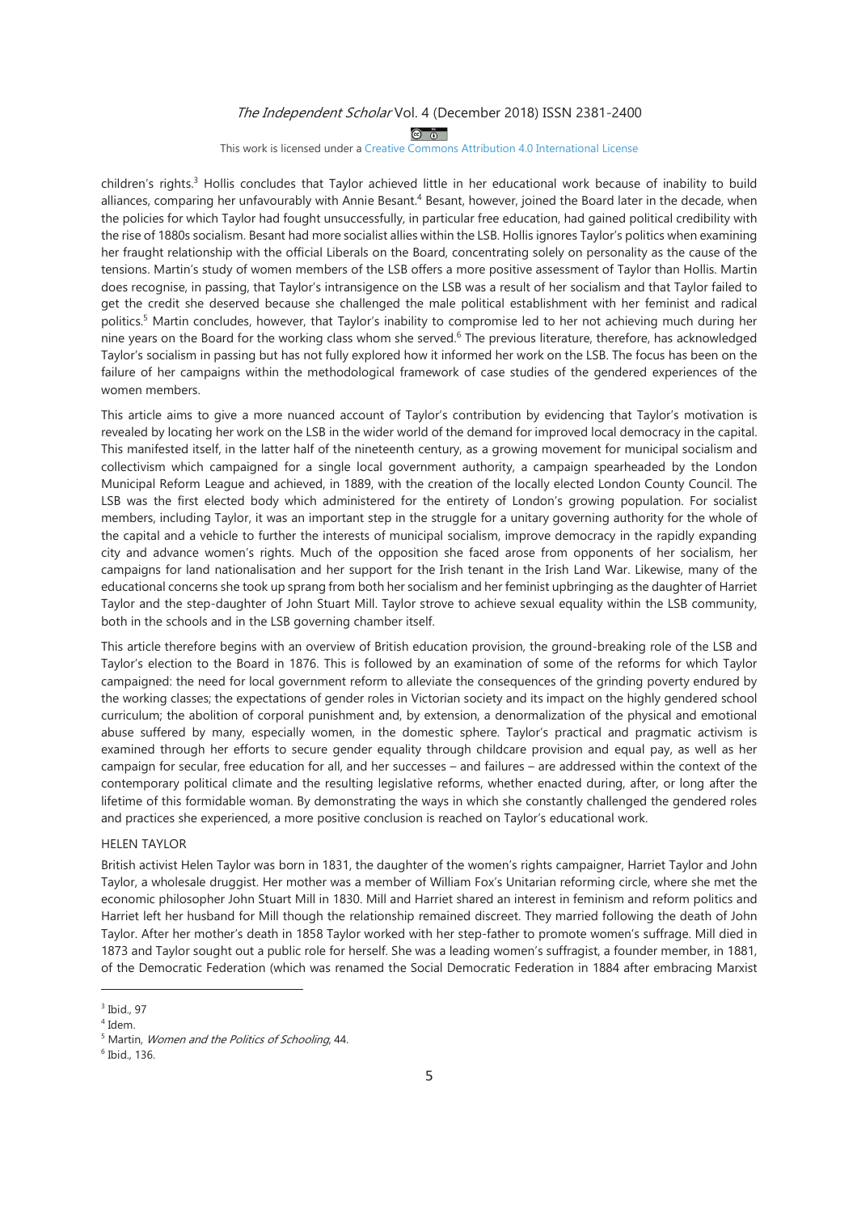children's rights.[3] Hollis concludes that Taylor achieved little in her educational work because of inability to build alliances, comparing her unfavourably with Annie Besant.[4] Besant, however, joined the Board later in the decade, when the policies for which Taylor had fought unsuccessfully, in particular free education, had gained political credibility with the rise of 1880s socialism. Besant had more socialist allies within the LSB. Hollis ignores Taylor's politics when examining her fraught relationship with the official Liberals on the Board, concentrating solely on personality as the cause of the tensions. Martin's study of women members of the LSB offers a more positive assessment of Taylor than Hollis. Martin does recognise, in passing, that Taylor's intransigence on the LSB was a result of her socialism and that Taylor failed to get the credit she deserved because she challenged the male political establishment with her feminist and radical politics.[5] Martin concludes, however, that Taylor's inability to compromise led to her not achieving much during her nine years on the Board for the working class whom she served.[6] The previous literature, therefore, has acknowledged Taylor's socialism in passing but has not fully explored how it informed her work on the LSB. The focus has been on the failure of her campaigns within the methodological framework of case studies of the gendered experiences of the women members.

This article aims to give a more nuanced account of Taylor's contribution by evidencing that Taylor's motivation is revealed by locating her work on the LSB in the wider world of the demand for improved local democracy in the capital. This manifested itself, in the latter half of the nineteenth century, as a growing movement for municipal socialism and collectivism which campaigned for a single local government authority, a campaign spearheaded by the London Municipal Reform League and achieved, in 1889, with the creation of the locally elected London County Council. The LSB was the first elected body which administered for the entirety of London's growing population. For socialist members, including Taylor, it was an important step in the struggle for a unitary governing authority for the whole of the capital and a vehicle to further the interests of municipal socialism, improve democracy in the rapidly expanding city and advance women's rights. Much of the opposition she faced arose from opponents of her socialism, her campaigns for land nationalisation and her support for the Irish tenant in the Irish Land War. Likewise, many of the educational concerns she took up sprang from both her socialism and her feminist upbringing as the daughter of Harriet Taylor and the step-daughter of John Stuart Mill. Taylor strove to achieve sexual equality within the LSB community, both in the schools and in the LSB governing chamber itself.

This article therefore begins with an overview of British education provision, the ground-breaking role of the LSB and Taylor's election to the Board in 1876. This is followed by an examination of some of the reforms for which Taylor campaigned: the need for local government reform to alleviate the consequences of the grinding poverty endured by the working classes; the expectations of gender roles in Victorian society and its impact on the highly gendered school curriculum; the abolition of corporal punishment and, by extension, a denormalization of the physical and emotional abuse suffered by many, especially women, in the domestic sphere. Taylor's practical and pragmatic activism is examined through her efforts to secure gender equality through childcare provision and equal pay, as well as her campaign for secular, free education for all, and her successes – and failures – are addressed within the context of the contemporary political climate and the resulting legislative reforms, whether enacted during, after, or long after the lifetime of this formidable woman. By demonstrating the ways in which she constantly challenged the gendered roles and practices she experienced, a more positive conclusion is reached on Taylor's educational work.

## HELEN TAYLOR

British activist Helen Taylor was born in 1831, the daughter of the women's rights campaigner, Harriet Taylor and John Taylor, a wholesale druggist. Her mother was a member of William Fox's Unitarian reforming circle, where she met the economic philosopher John Stuart Mill in 1830. Mill and Harriet shared an interest in feminism and reform politics and Harriet left her husband for Mill though the relationship remained discreet. They married following the death of John Taylor. After her mother's death in 1858 Taylor worked with her step-father to promote women's suffrage. Mill died in 1873 and Taylor sought out a public role for herself. She was a leading women's suffragist, a founder member, in 1881, of the Democratic Federation (which was renamed the Social Democratic Federation in 1884 after embracing Marxist

---

[3] Ibid., 97

[4] Idem.

[5] Martin, *Women and the Politics of Schooling*, 44.

[6] Ibid., 136.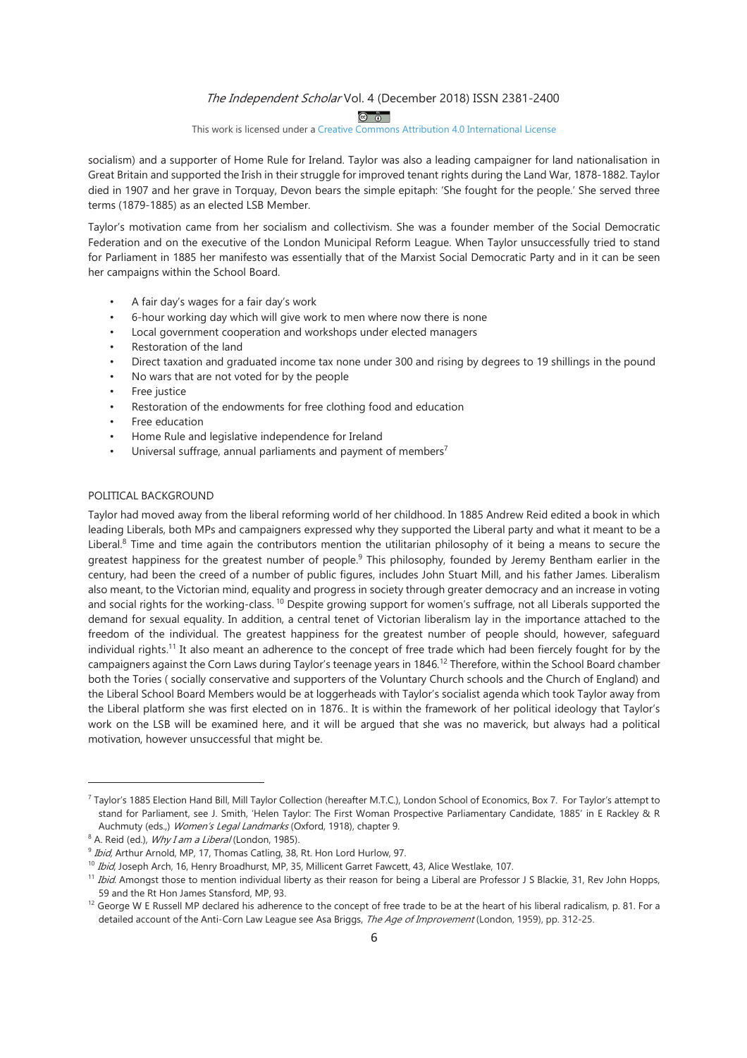socialism) and a supporter of Home Rule for Ireland. Taylor was also a leading campaigner for land nationalisation in Great Britain and supported the Irish in their struggle for improved tenant rights during the Land War, 1878-1882. Taylor died in 1907 and her grave in Torquay, Devon bears the simple epitaph: 'She fought for the people.' She served three terms (1879-1885) as an elected LSB Member.

Taylor's motivation came from her socialism and collectivism. She was a founder member of the Social Democratic Federation and on the executive of the London Municipal Reform League. When Taylor unsuccessfully tried to stand for Parliament in 1885 her manifesto was essentially that of the Marxist Social Democratic Party and in it can be seen her campaigns within the School Board.

- A fair day's wages for a fair day's work
- 6-hour working day which will give work to men where now there is none
- Local government cooperation and workshops under elected managers
- Restoration of the land
- Direct taxation and graduated income tax none under 300 and rising by degrees to 19 shillings in the pound
- No wars that are not voted for by the people
- Free justice
- Restoration of the endowments for free clothing food and education
- Free education
- Home Rule and legislative independence for Ireland
- Universal suffrage, annual parliaments and payment of members[7]

## POLITICAL BACKGROUND

Taylor had moved away from the liberal reforming world of her childhood. In 1885 Andrew Reid edited a book in which leading Liberals, both MPs and campaigners expressed why they supported the Liberal party and what it meant to be a Liberal.[8] Time and time again the contributors mention the utilitarian philosophy of it being a means to secure the greatest happiness for the greatest number of people.[9] This philosophy, founded by Jeremy Bentham earlier in the century, had been the creed of a number of public figures, includes John Stuart Mill, and his father James. Liberalism also meant, to the Victorian mind, equality and progress in society through greater democracy and an increase in voting and social rights for the working-class.[10] Despite growing support for women's suffrage, not all Liberals supported the demand for sexual equality. In addition, a central tenet of Victorian liberalism lay in the importance attached to the freedom of the individual. The greatest happiness for the greatest number of people should, however, safeguard individual rights.[11] It also meant an adherence to the concept of free trade which had been fiercely fought for by the campaigners against the Corn Laws during Taylor's teenage years in 1846.[12] Therefore, within the School Board chamber both the Tories ( socially conservative and supporters of the Voluntary Church schools and the Church of England) and the Liberal School Board Members would be at loggerheads with Taylor's socialist agenda which took Taylor away from the Liberal platform she was first elected on in 1876.. It is within the framework of her political ideology that Taylor's work on the LSB will be examined here, and it will be argued that she was no maverick, but always had a political motivation, however unsuccessful that might be.

---

[7] Taylor's 1885 Election Hand Bill, Mill Taylor Collection (hereafter M.T.C.), London School of Economics, Box 7. For Taylor's attempt to stand for Parliament, see J. Smith, 'Helen Taylor: The First Woman Prospective Parliamentary Candidate, 1885' in E Rackley & R Auchmuty (eds.,) *Women's Legal Landmarks* (Oxford, 1918), chapter 9.

[8] A. Reid (ed.), *Why I am a Liberal* (London, 1985).

[9] *Ibid*, Arthur Arnold, MP, 17, Thomas Catling, 38, Rt. Hon Lord Hurlow, 97.

[10] *Ibid*, Joseph Arch, 16, Henry Broadhurst, MP, 35, Millicent Garret Fawcett, 43, Alice Westlake, 107.

[11] *Ibid*. Amongst those to mention individual liberty as their reason for being a Liberal are Professor J S Blackie, 31, Rev John Hopps, 59 and the Rt Hon James Stansford, MP, 93.

[12] George W E Russell MP declared his adherence to the concept of free trade to be at the heart of his liberal radicalism, p. 81. For a detailed account of the Anti-Corn Law League see Asa Briggs, *The Age of Improvement* (London, 1959), pp. 312-25.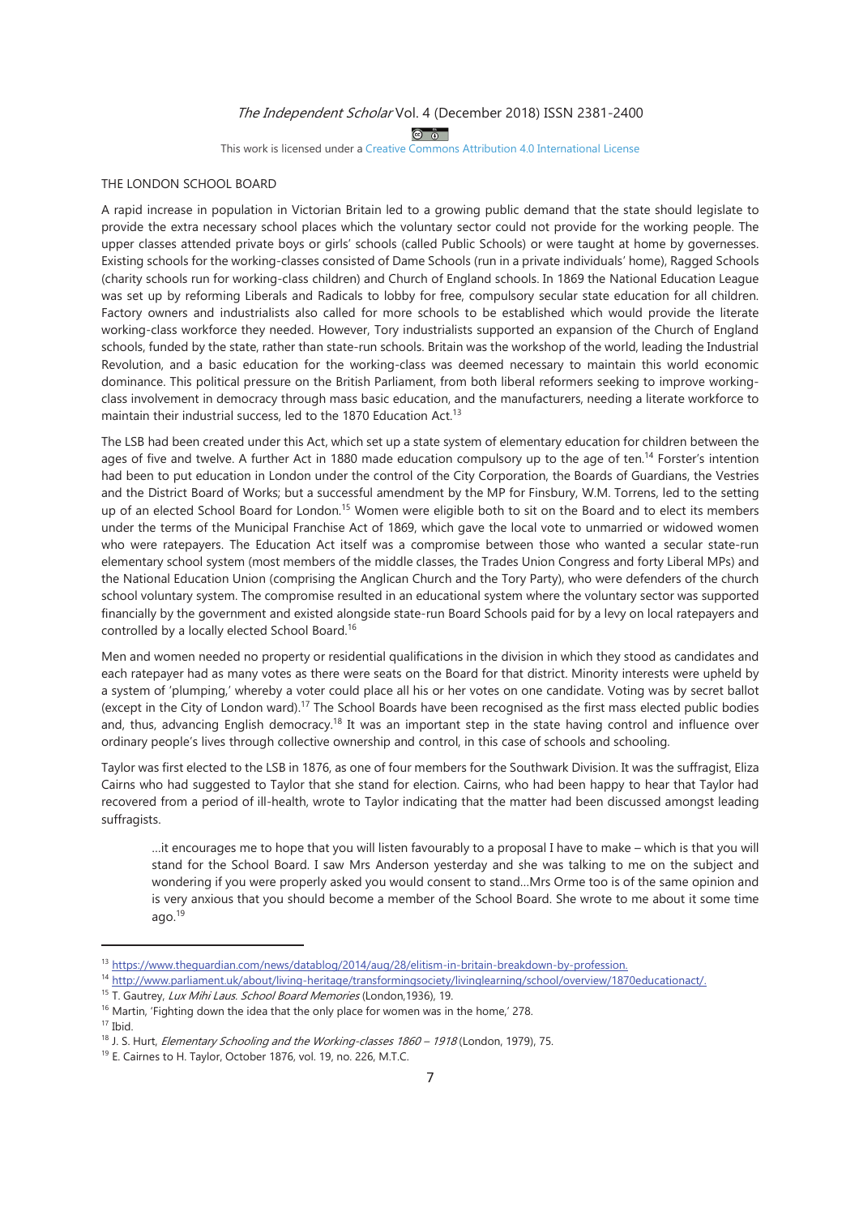THE LONDON SCHOOL BOARD

A rapid increase in population in Victorian Britain led to a growing public demand that the state should legislate to provide the extra necessary school places which the voluntary sector could not provide for the working people. The upper classes attended private boys or girls' schools (called Public Schools) or were taught at home by governesses. Existing schools for the working-classes consisted of Dame Schools (run in a private individuals' home), Ragged Schools (charity schools run for working-class children) and Church of England schools. In 1869 the National Education League was set up by reforming Liberals and Radicals to lobby for free, compulsory secular state education for all children. Factory owners and industrialists also called for more schools to be established which would provide the literate working-class workforce they needed. However, Tory industrialists supported an expansion of the Church of England schools, funded by the state, rather than state-run schools. Britain was the workshop of the world, leading the Industrial Revolution, and a basic education for the working-class was deemed necessary to maintain this world economic dominance. This political pressure on the British Parliament, from both liberal reformers seeking to improve working-class involvement in democracy through mass basic education, and the manufacturers, needing a literate workforce to maintain their industrial success, led to the 1870 Education Act.[13]

The LSB had been created under this Act, which set up a state system of elementary education for children between the ages of five and twelve. A further Act in 1880 made education compulsory up to the age of ten.[14] Forster's intention had been to put education in London under the control of the City Corporation, the Boards of Guardians, the Vestries and the District Board of Works; but a successful amendment by the MP for Finsbury, W.M. Torrens, led to the setting up of an elected School Board for London.[15] Women were eligible both to sit on the Board and to elect its members under the terms of the Municipal Franchise Act of 1869, which gave the local vote to unmarried or widowed women who were ratepayers. The Education Act itself was a compromise between those who wanted a secular state-run elementary school system (most members of the middle classes, the Trades Union Congress and forty Liberal MPs) and the National Education Union (comprising the Anglican Church and the Tory Party), who were defenders of the church school voluntary system. The compromise resulted in an educational system where the voluntary sector was supported financially by the government and existed alongside state-run Board Schools paid for by a levy on local ratepayers and controlled by a locally elected School Board.[16]

Men and women needed no property or residential qualifications in the division in which they stood as candidates and each ratepayer had as many votes as there were seats on the Board for that district. Minority interests were upheld by a system of 'plumping,' whereby a voter could place all his or her votes on one candidate. Voting was by secret ballot (except in the City of London ward).[17] The School Boards have been recognised as the first mass elected public bodies and, thus, advancing English democracy.[18] It was an important step in the state having control and influence over ordinary people's lives through collective ownership and control, in this case of schools and schooling.

Taylor was first elected to the LSB in 1876, as one of four members for the Southwark Division. It was the suffragist, Eliza Cairns who had suggested to Taylor that she stand for election. Cairns, who had been happy to hear that Taylor had recovered from a period of ill-health, wrote to Taylor indicating that the matter had been discussed amongst leading suffragists.

> …it encourages me to hope that you will listen favourably to a proposal I have to make – which is that you will stand for the School Board. I saw Mrs Anderson yesterday and she was talking to me on the subject and wondering if you were properly asked you would consent to stand…Mrs Orme too is of the same opinion and is very anxious that you should become a member of the School Board. She wrote to me about it some time ago.[19]

---

[13] https://www.theguardian.com/news/datablog/2014/aug/28/elitism-in-britain-breakdown-by-profession.

[14] http://www.parliament.uk/about/living-heritage/transformingsociety/livinglearning/school/overview/1870educationact/.

[15] T. Gautrey, *Lux Mihi Laus. School Board Memories* (London,1936), 19.

[16] Martin, 'Fighting down the idea that the only place for women was in the home,' 278.

[17] Ibid.

[18] J. S. Hurt, *Elementary Schooling and the Working-classes 1860 – 1918* (London, 1979), 75.

[19] E. Cairnes to H. Taylor, October 1876, vol. 19, no. 226, M.T.C.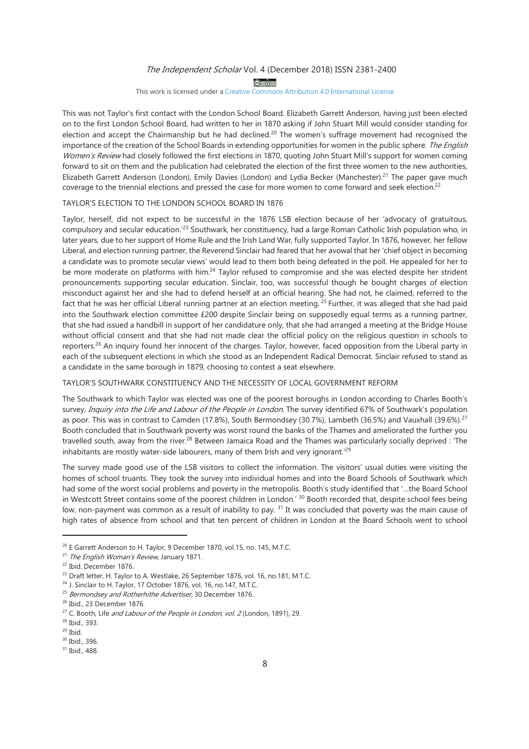This was not Taylor's first contact with the London School Board. Elizabeth Garrett Anderson, having just been elected on to the first London School Board, had written to her in 1870 asking if John Stuart Mill would consider standing for election and accept the Chairmanship but he had declined.[20] The women's suffrage movement had recognised the importance of the creation of the School Boards in extending opportunities for women in the public sphere. *The English Women's Review* had closely followed the first elections in 1870, quoting John Stuart Mill's support for women coming forward to sit on them and the publication had celebrated the election of the first three women to the new authorities, Elizabeth Garrett Anderson (London), Emily Davies (London) and Lydia Becker (Manchester).[21] The paper gave much coverage to the triennial elections and pressed the case for more women to come forward and seek election.[22]

## TAYLOR'S ELECTION TO THE LONDON SCHOOL BOARD IN 1876

Taylor, herself, did not expect to be successful in the 1876 LSB election because of her 'advocacy of gratuitous, compulsory and secular education.'[23] Southwark, her constituency, had a large Roman Catholic Irish population who, in later years, due to her support of Home Rule and the Irish Land War, fully supported Taylor. In 1876, however, her fellow Liberal, and election running partner, the Reverend Sinclair had feared that her avowal that her 'chief object in becoming a candidate was to promote secular views' would lead to them both being defeated in the poll. He appealed for her to be more moderate on platforms with him.[24] Taylor refused to compromise and she was elected despite her strident pronouncements supporting secular education. Sinclair, too, was successful though he bought charges of election misconduct against her and she had to defend herself at an official hearing. She had not, he claimed, referred to the fact that he was her official Liberal running partner at an election meeting.[25] Further, it was alleged that she had paid into the Southwark election committee £200 despite Sinclair being on supposedly equal terms as a running partner, that she had issued a handbill in support of her candidature only, that she had arranged a meeting at the Bridge House without official consent and that she had not made clear the official policy on the religious question in schools to reporters.[26] An inquiry found her innocent of the charges. Taylor, however, faced opposition from the Liberal party in each of the subsequent elections in which she stood as an Independent Radical Democrat. Sinclair refused to stand as a candidate in the same borough in 1879, choosing to contest a seat elsewhere.

## TAYLOR'S SOUTHWARK CONSTITUENCY AND THE NECESSITY OF LOCAL GOVERNMENT REFORM

The Southwark to which Taylor was elected was one of the poorest boroughs in London according to Charles Booth's survey, *Inquiry into the Life and Labour of the People in London*. The survey identified 67% of Southwark's population as poor. This was in contrast to Camden (17.8%), South Bermondsey (30.7%), Lambeth (36.5%) and Vauxhall (39.6%).[27] Booth concluded that in Southwark poverty was worst round the banks of the Thames and ameliorated the further you travelled south, away from the river.[28] Between Jamaica Road and the Thames was particularly socially deprived : 'The inhabitants are mostly water-side labourers, many of them Irish and very ignorant.'[29]

The survey made good use of the LSB visitors to collect the information. The visitors' usual duties were visiting the homes of school truants. They took the survey into individual homes and into the Board Schools of Southwark which had some of the worst social problems and poverty in the metropolis. Booth's study identified that '…the Board School in Westcott Street contains some of the poorest children in London.'[30] Booth recorded that, despite school fees being low, non-payment was common as a result of inability to pay.[31] It was concluded that poverty was the main cause of high rates of absence from school and that ten percent of children in London at the Board Schools went to school

---

[20] E Garrett Anderson to H. Taylor, 9 December 1870, vol.15, no. 145, M.T.C.

[21] *The English Woman's Review,* January 1871.

[22] Ibid. December 1876.

[23] Draft letter, H. Taylor to A. Westlake, 26 September 1876, vol. 16, no.181, M.T.C.

[24] J. Sinclair to H. Taylor, 17 October 1876, vol. 16, no.147, M.T.C.

[25] *Bermondsey and Rotherhithe Advertiser,* 30 December 1876.

[26] Ibid., 23 December 1876.

[27] C. Booth, Life *and Labour of the People in London, vol. 2* (London, 1891), 29.

[28] Ibid., 393.

[29] Ibid.

[30] Ibid., 396.

[31] Ibid., 488.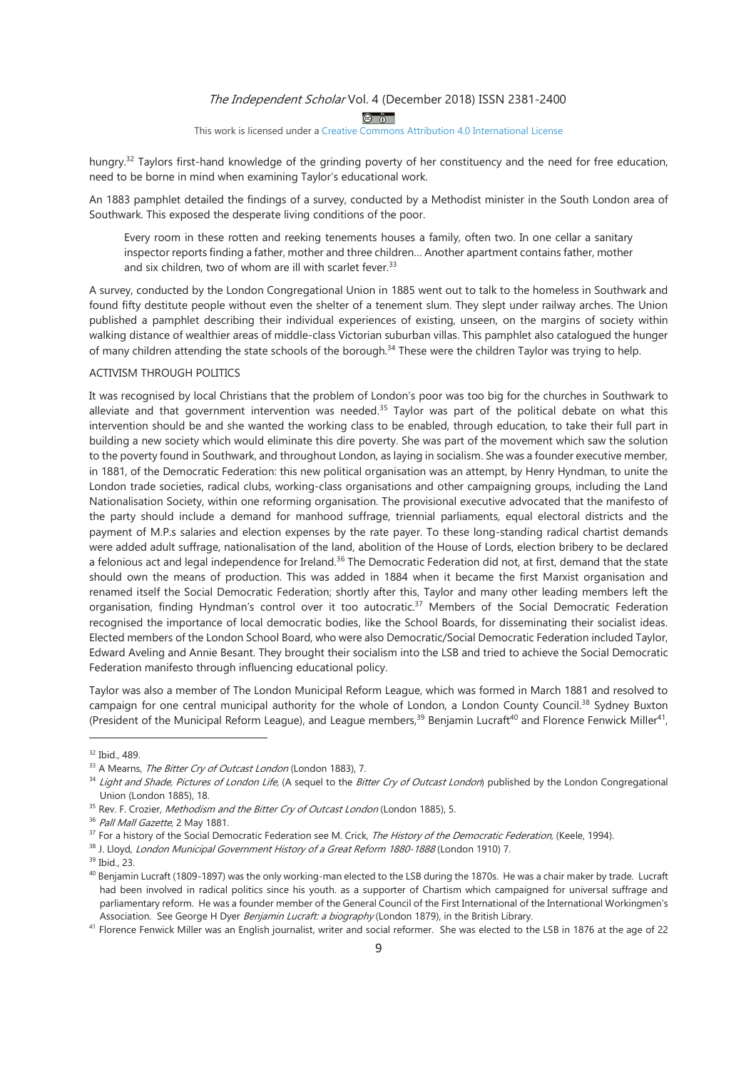hungry.[32] Taylors first-hand knowledge of the grinding poverty of her constituency and the need for free education, need to be borne in mind when examining Taylor's educational work.

An 1883 pamphlet detailed the findings of a survey, conducted by a Methodist minister in the South London area of Southwark. This exposed the desperate living conditions of the poor.

> Every room in these rotten and reeking tenements houses a family, often two. In one cellar a sanitary inspector reports finding a father, mother and three children… Another apartment contains father, mother and six children, two of whom are ill with scarlet fever.[33]

A survey, conducted by the London Congregational Union in 1885 went out to talk to the homeless in Southwark and found fifty destitute people without even the shelter of a tenement slum. They slept under railway arches. The Union published a pamphlet describing their individual experiences of existing, unseen, on the margins of society within walking distance of wealthier areas of middle-class Victorian suburban villas. This pamphlet also catalogued the hunger of many children attending the state schools of the borough.[34] These were the children Taylor was trying to help.

ACTIVISM THROUGH POLITICS

It was recognised by local Christians that the problem of London's poor was too big for the churches in Southwark to alleviate and that government intervention was needed.[35] Taylor was part of the political debate on what this intervention should be and she wanted the working class to be enabled, through education, to take their full part in building a new society which would eliminate this dire poverty. She was part of the movement which saw the solution to the poverty found in Southwark, and throughout London, as laying in socialism. She was a founder executive member, in 1881, of the Democratic Federation: this new political organisation was an attempt, by Henry Hyndman, to unite the London trade societies, radical clubs, working-class organisations and other campaigning groups, including the Land Nationalisation Society, within one reforming organisation. The provisional executive advocated that the manifesto of the party should include a demand for manhood suffrage, triennial parliaments, equal electoral districts and the payment of M.P.s salaries and election expenses by the rate payer. To these long-standing radical chartist demands were added adult suffrage, nationalisation of the land, abolition of the House of Lords, election bribery to be declared a felonious act and legal independence for Ireland.[36] The Democratic Federation did not, at first, demand that the state should own the means of production. This was added in 1884 when it became the first Marxist organisation and renamed itself the Social Democratic Federation; shortly after this, Taylor and many other leading members left the organisation, finding Hyndman's control over it too autocratic.[37] Members of the Social Democratic Federation recognised the importance of local democratic bodies, like the School Boards, for disseminating their socialist ideas. Elected members of the London School Board, who were also Democratic/Social Democratic Federation included Taylor, Edward Aveling and Annie Besant. They brought their socialism into the LSB and tried to achieve the Social Democratic Federation manifesto through influencing educational policy.

Taylor was also a member of The London Municipal Reform League, which was formed in March 1881 and resolved to campaign for one central municipal authority for the whole of London, a London County Council.[38] Sydney Buxton (President of the Municipal Reform League), and League members,[39] Benjamin Lucraft[40] and Florence Fenwick Miller[41],

---

[32] Ibid., 489.

[33] A Mearns, *The Bitter Cry of Outcast London* (London 1883), 7.

[34] *Light and Shade, Pictures of London Life*, (A sequel to the *Bitter Cry of Outcast London*) published by the London Congregational Union (London 1885), 18.

[35] Rev. F. Crozier, *Methodism and the Bitter Cry of Outcast London* (London 1885), 5.

[36] *Pall Mall Gazette*, 2 May 1881.

[37] For a history of the Social Democratic Federation see M. Crick, *The History of the Democratic Federation*, (Keele, 1994).

[38] J. Lloyd, *London Municipal Government History of a Great Reform 1880-1888* (London 1910) 7.

[39] Ibid., 23.

[40] Benjamin Lucraft (1809-1897) was the only working-man elected to the LSB during the 1870s. He was a chair maker by trade. Lucraft had been involved in radical politics since his youth. as a supporter of Chartism which campaigned for universal suffrage and parliamentary reform. He was a founder member of the General Council of the First International of the International Workingmen's Association. See George H Dyer *Benjamin Lucraft: a biography* (London 1879), in the British Library.

[41] Florence Fenwick Miller was an English journalist, writer and social reformer. She was elected to the LSB in 1876 at the age of 22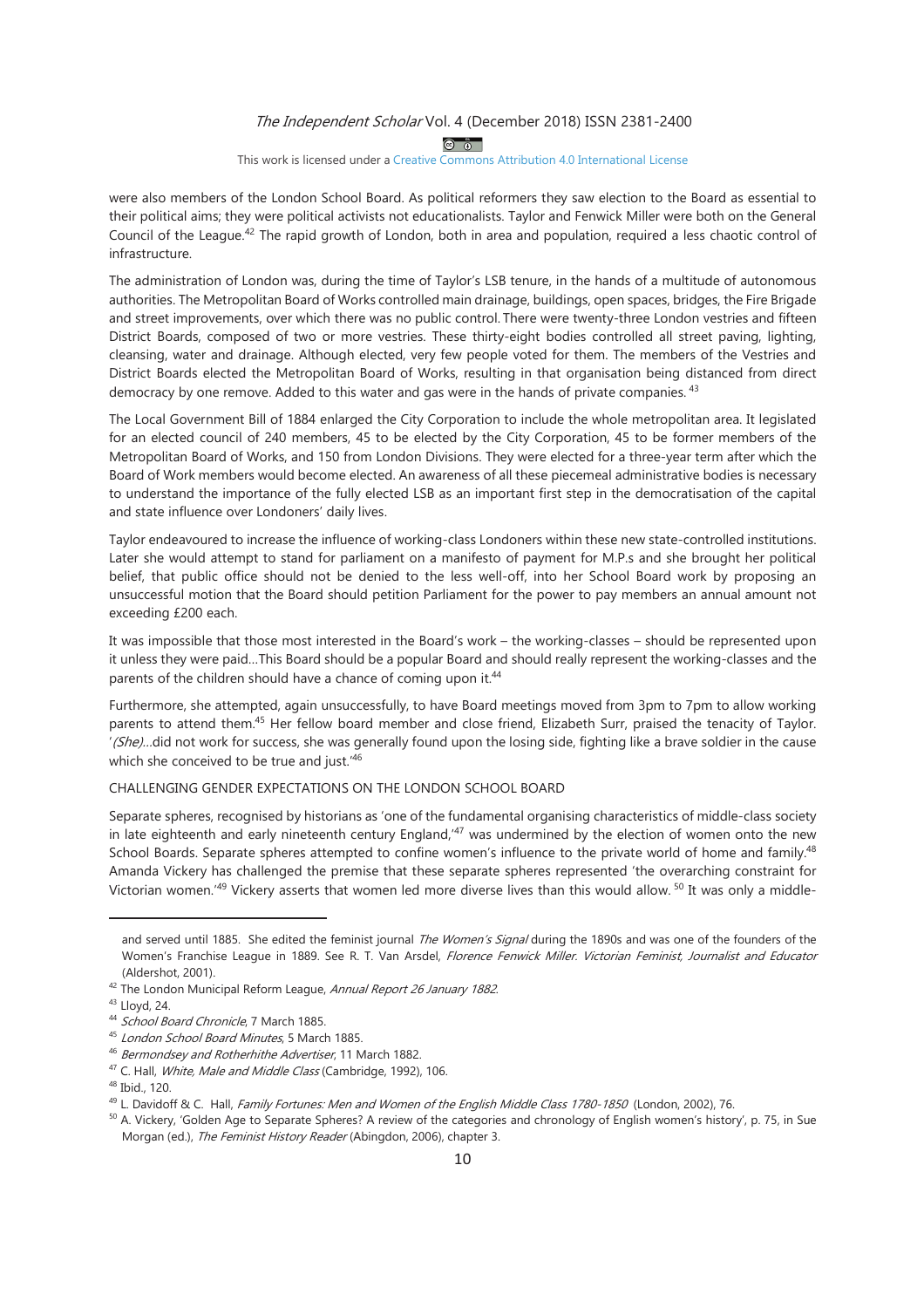were also members of the London School Board. As political reformers they saw election to the Board as essential to their political aims; they were political activists not educationalists. Taylor and Fenwick Miller were both on the General Council of the League.[42] The rapid growth of London, both in area and population, required a less chaotic control of infrastructure.

The administration of London was, during the time of Taylor's LSB tenure, in the hands of a multitude of autonomous authorities. The Metropolitan Board of Works controlled main drainage, buildings, open spaces, bridges, the Fire Brigade and street improvements, over which there was no public control. There were twenty-three London vestries and fifteen District Boards, composed of two or more vestries. These thirty-eight bodies controlled all street paving, lighting, cleansing, water and drainage. Although elected, very few people voted for them. The members of the Vestries and District Boards elected the Metropolitan Board of Works, resulting in that organisation being distanced from direct democracy by one remove. Added to this water and gas were in the hands of private companies.[43]

The Local Government Bill of 1884 enlarged the City Corporation to include the whole metropolitan area. It legislated for an elected council of 240 members, 45 to be elected by the City Corporation, 45 to be former members of the Metropolitan Board of Works, and 150 from London Divisions. They were elected for a three-year term after which the Board of Work members would become elected. An awareness of all these piecemeal administrative bodies is necessary to understand the importance of the fully elected LSB as an important first step in the democratisation of the capital and state influence over Londoners' daily lives.

Taylor endeavoured to increase the influence of working-class Londoners within these new state-controlled institutions. Later she would attempt to stand for parliament on a manifesto of payment for M.P.s and she brought her political belief, that public office should not be denied to the less well-off, into her School Board work by proposing an unsuccessful motion that the Board should petition Parliament for the power to pay members an annual amount not exceeding £200 each.

> It was impossible that those most interested in the Board's work – the working-classes – should be represented upon it unless they were paid…This Board should be a popular Board and should really represent the working-classes and the parents of the children should have a chance of coming upon it.[44]

Furthermore, she attempted, again unsuccessfully, to have Board meetings moved from 3pm to 7pm to allow working parents to attend them.[45] Her fellow board member and close friend, Elizabeth Surr, praised the tenacity of Taylor. '*(She)*…did not work for success, she was generally found upon the losing side, fighting like a brave soldier in the cause which she conceived to be true and just.'[46]

## CHALLENGING GENDER EXPECTATIONS ON THE LONDON SCHOOL BOARD

Separate spheres, recognised by historians as 'one of the fundamental organising characteristics of middle-class society in late eighteenth and early nineteenth century England,'[47] was undermined by the election of women onto the new School Boards. Separate spheres attempted to confine women's influence to the private world of home and family.[48] Amanda Vickery has challenged the premise that these separate spheres represented 'the overarching constraint for Victorian women.'[49] Vickery asserts that women led more diverse lives than this would allow.[50] It was only a middle-

---

and served until 1885. She edited the feminist journal *The Women's Signal* during the 1890s and was one of the founders of the Women's Franchise League in 1889. See R. T. Van Arsdel, *Florence Fenwick Miller. Victorian Feminist, Journalist and Educator* (Aldershot, 2001).

[42] The London Municipal Reform League, *Annual Report 26 January 1882*.

[43] Lloyd, 24.

[44] *School Board Chronicle*, 7 March 1885.

[45] *London School Board Minutes*, 5 March 1885.

[46] *Bermondsey and Rotherhithe Advertiser*, 11 March 1882.

[47] C. Hall, *White, Male and Middle Class* (Cambridge, 1992), 106.

[48] Ibid., 120.

[49] L. Davidoff & C. Hall, *Family Fortunes: Men and Women of the English Middle Class 1780-1850* (London, 2002), 76.

[50] A. Vickery, 'Golden Age to Separate Spheres? A review of the categories and chronology of English women's history', p. 75, in Sue Morgan (ed.), *The Feminist History Reader* (Abingdon, 2006), chapter 3.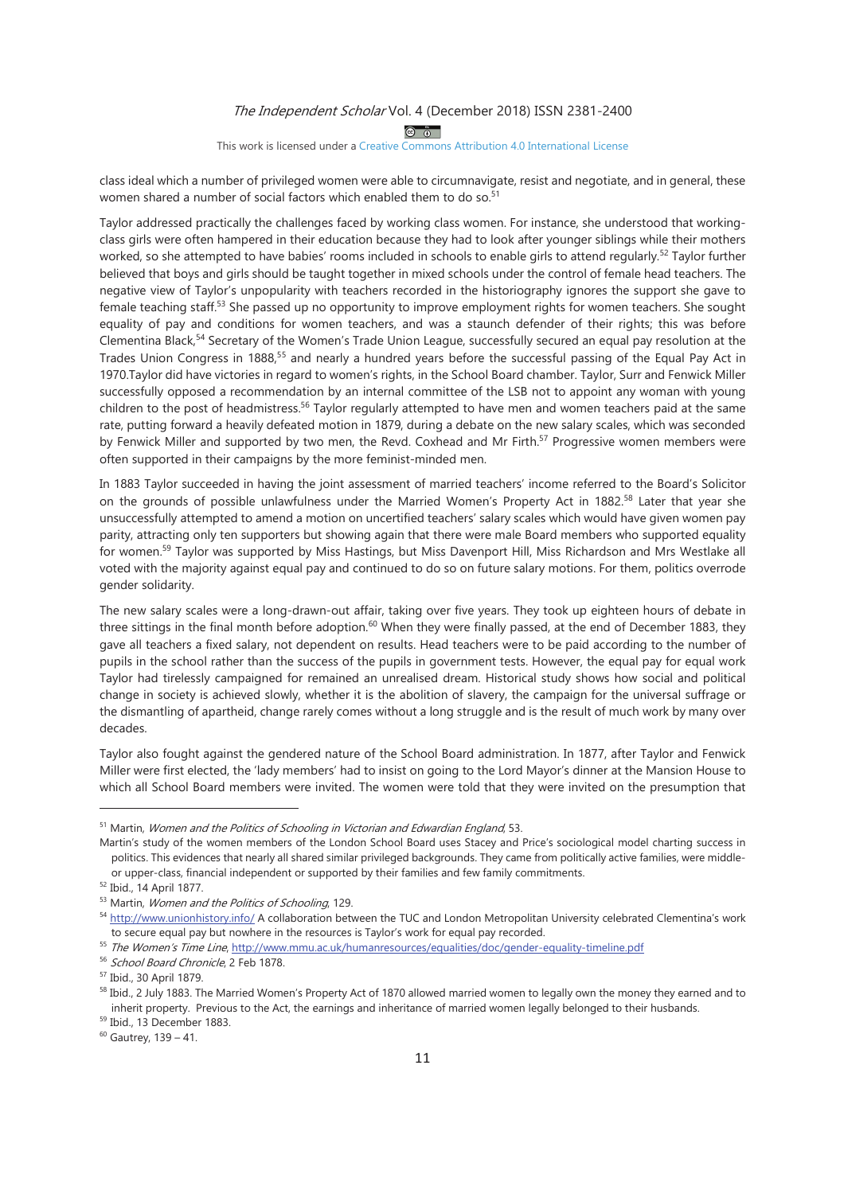class ideal which a number of privileged women were able to circumnavigate, resist and negotiate, and in general, these women shared a number of social factors which enabled them to do so.[51]

Taylor addressed practically the challenges faced by working class women. For instance, she understood that working-class girls were often hampered in their education because they had to look after younger siblings while their mothers worked, so she attempted to have babies' rooms included in schools to enable girls to attend regularly.[52] Taylor further believed that boys and girls should be taught together in mixed schools under the control of female head teachers. The negative view of Taylor's unpopularity with teachers recorded in the historiography ignores the support she gave to female teaching staff.[53] She passed up no opportunity to improve employment rights for women teachers. She sought equality of pay and conditions for women teachers, and was a staunch defender of their rights; this was before Clementina Black,[54] Secretary of the Women's Trade Union League, successfully secured an equal pay resolution at the Trades Union Congress in 1888,[55] and nearly a hundred years before the successful passing of the Equal Pay Act in 1970.Taylor did have victories in regard to women's rights, in the School Board chamber. Taylor, Surr and Fenwick Miller successfully opposed a recommendation by an internal committee of the LSB not to appoint any woman with young children to the post of headmistress.[56] Taylor regularly attempted to have men and women teachers paid at the same rate, putting forward a heavily defeated motion in 1879, during a debate on the new salary scales, which was seconded by Fenwick Miller and supported by two men, the Revd. Coxhead and Mr Firth.[57] Progressive women members were often supported in their campaigns by the more feminist-minded men.

In 1883 Taylor succeeded in having the joint assessment of married teachers' income referred to the Board's Solicitor on the grounds of possible unlawfulness under the Married Women's Property Act in 1882.[58] Later that year she unsuccessfully attempted to amend a motion on uncertified teachers' salary scales which would have given women pay parity, attracting only ten supporters but showing again that there were male Board members who supported equality for women.[59] Taylor was supported by Miss Hastings, but Miss Davenport Hill, Miss Richardson and Mrs Westlake all voted with the majority against equal pay and continued to do so on future salary motions. For them, politics overrode gender solidarity.

The new salary scales were a long-drawn-out affair, taking over five years. They took up eighteen hours of debate in three sittings in the final month before adoption.[60] When they were finally passed, at the end of December 1883, they gave all teachers a fixed salary, not dependent on results. Head teachers were to be paid according to the number of pupils in the school rather than the success of the pupils in government tests. However, the equal pay for equal work Taylor had tirelessly campaigned for remained an unrealised dream. Historical study shows how social and political change in society is achieved slowly, whether it is the abolition of slavery, the campaign for the universal suffrage or the dismantling of apartheid, change rarely comes without a long struggle and is the result of much work by many over decades.

Taylor also fought against the gendered nature of the School Board administration. In 1877, after Taylor and Fenwick Miller were first elected, the 'lady members' had to insist on going to the Lord Mayor's dinner at the Mansion House to which all School Board members were invited. The women were told that they were invited on the presumption that

---

[51] Martin, *Women and the Politics of Schooling in Victorian and Edwardian England*, 53.
Martin's study of the women members of the London School Board uses Stacey and Price's sociological model charting success in politics. This evidences that nearly all shared similar privileged backgrounds. They came from politically active families, were middle- or upper-class, financial independent or supported by their families and few family commitments.

[52] Ibid., 14 April 1877.

[53] Martin, *Women and the Politics of Schooling*, 129.

[54] http://www.unionhistory.info/ A collaboration between the TUC and London Metropolitan University celebrated Clementina's work to secure equal pay but nowhere in the resources is Taylor's work for equal pay recorded.

[55] *The Women's Time Line*, http://www.mmu.ac.uk/humanresources/equalities/doc/gender-equality-timeline.pdf

[56] *School Board Chronicle*, 2 Feb 1878.

[57] Ibid., 30 April 1879.

[58] Ibid., 2 July 1883. The Married Women's Property Act of 1870 allowed married women to legally own the money they earned and to inherit property. Previous to the Act, the earnings and inheritance of married women legally belonged to their husbands.

[59] Ibid., 13 December 1883.

[60] Gautrey, 139 – 41.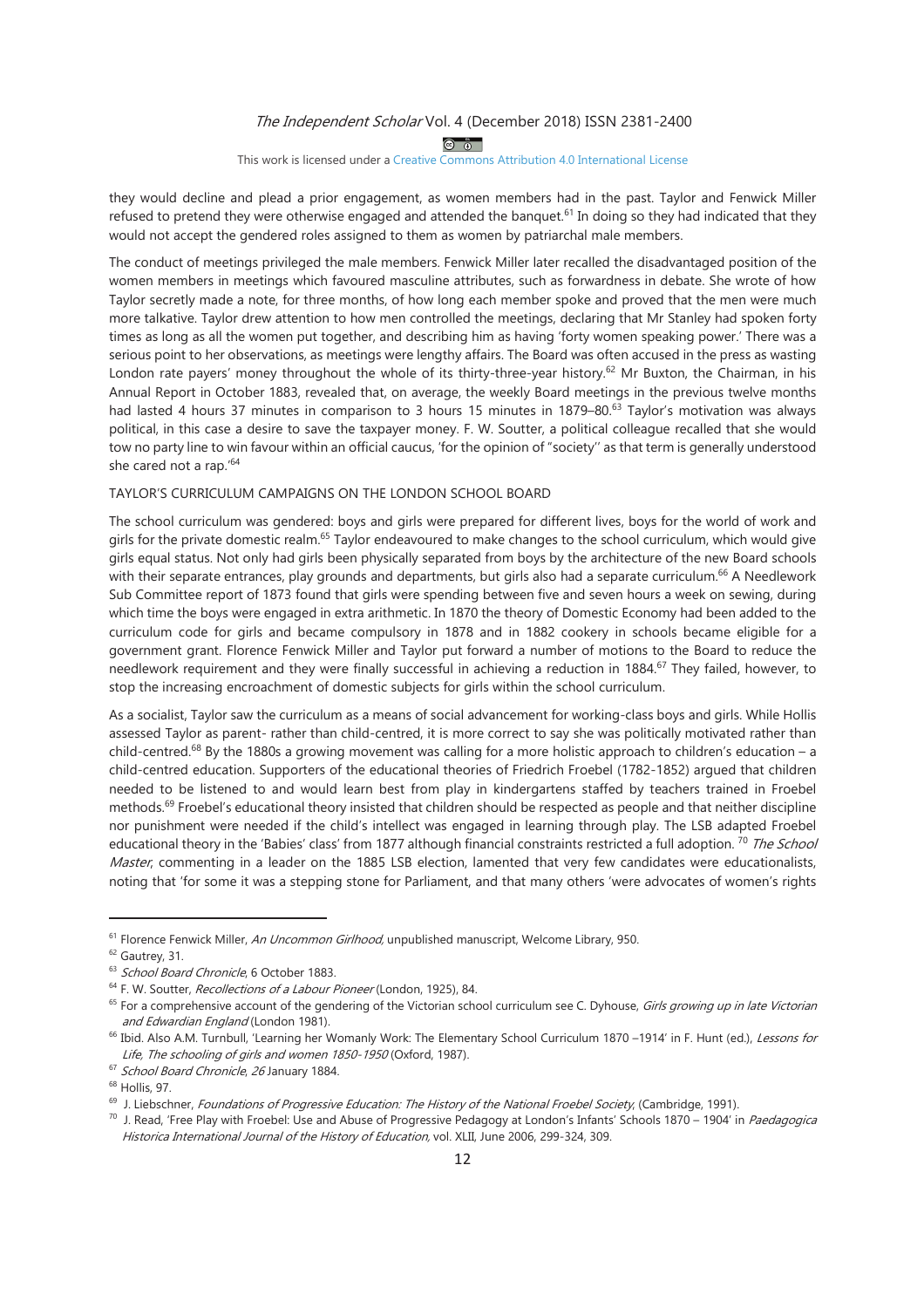they would decline and plead a prior engagement, as women members had in the past. Taylor and Fenwick Miller refused to pretend they were otherwise engaged and attended the banquet.[61] In doing so they had indicated that they would not accept the gendered roles assigned to them as women by patriarchal male members.

The conduct of meetings privileged the male members. Fenwick Miller later recalled the disadvantaged position of the women members in meetings which favoured masculine attributes, such as forwardness in debate. She wrote of how Taylor secretly made a note, for three months, of how long each member spoke and proved that the men were much more talkative. Taylor drew attention to how men controlled the meetings, declaring that Mr Stanley had spoken forty times as long as all the women put together, and describing him as having 'forty women speaking power.' There was a serious point to her observations, as meetings were lengthy affairs. The Board was often accused in the press as wasting London rate payers' money throughout the whole of its thirty-three-year history.[62] Mr Buxton, the Chairman, in his Annual Report in October 1883, revealed that, on average, the weekly Board meetings in the previous twelve months had lasted 4 hours 37 minutes in comparison to 3 hours 15 minutes in 1879–80.[63] Taylor's motivation was always political, in this case a desire to save the taxpayer money. F. W. Soutter, a political colleague recalled that she would tow no party line to win favour within an official caucus, 'for the opinion of "society'' as that term is generally understood she cared not a rap.'[64]

## TAYLOR'S CURRICULUM CAMPAIGNS ON THE LONDON SCHOOL BOARD

The school curriculum was gendered: boys and girls were prepared for different lives, boys for the world of work and girls for the private domestic realm.[65] Taylor endeavoured to make changes to the school curriculum, which would give girls equal status. Not only had girls been physically separated from boys by the architecture of the new Board schools with their separate entrances, play grounds and departments, but girls also had a separate curriculum.[66] A Needlework Sub Committee report of 1873 found that girls were spending between five and seven hours a week on sewing, during which time the boys were engaged in extra arithmetic. In 1870 the theory of Domestic Economy had been added to the curriculum code for girls and became compulsory in 1878 and in 1882 cookery in schools became eligible for a government grant. Florence Fenwick Miller and Taylor put forward a number of motions to the Board to reduce the needlework requirement and they were finally successful in achieving a reduction in 1884.[67] They failed, however, to stop the increasing encroachment of domestic subjects for girls within the school curriculum.

As a socialist, Taylor saw the curriculum as a means of social advancement for working-class boys and girls. While Hollis assessed Taylor as parent- rather than child-centred, it is more correct to say she was politically motivated rather than child-centred.[68] By the 1880s a growing movement was calling for a more holistic approach to children's education – a child-centred education. Supporters of the educational theories of Friedrich Froebel (1782-1852) argued that children needed to be listened to and would learn best from play in kindergartens staffed by teachers trained in Froebel methods.[69] Froebel's educational theory insisted that children should be respected as people and that neither discipline nor punishment were needed if the child's intellect was engaged in learning through play. The LSB adapted Froebel educational theory in the 'Babies' class' from 1877 although financial constraints restricted a full adoption.[70] *The School Master*, commenting in a leader on the 1885 LSB election, lamented that very few candidates were educationalists, noting that 'for some it was a stepping stone for Parliament, and that many others 'were advocates of women's rights

---

[61] Florence Fenwick Miller, *An Uncommon Girlhood*, unpublished manuscript, Welcome Library, 950.

[62] Gautrey, 31.

[63] *School Board Chronicle*, 6 October 1883.

[64] F. W. Soutter, *Recollections of a Labour Pioneer* (London, 1925), 84.

[65] For a comprehensive account of the gendering of the Victorian school curriculum see C. Dyhouse, *Girls growing up in late Victorian and Edwardian England* (London 1981).

[66] Ibid. Also A.M. Turnbull, 'Learning her Womanly Work: The Elementary School Curriculum 1870 –1914' in F. Hunt (ed.), *Lessons for Life, The schooling of girls and women 1850-1950* (Oxford, 1987).

[67] *School Board Chronicle*, *26* January 1884.

[68] Hollis, 97.

[69] J. Liebschner, *Foundations of Progressive Education: The History of the National Froebel Society*, (Cambridge, 1991).

[70] J. Read, 'Free Play with Froebel: Use and Abuse of Progressive Pedagogy at London's Infants' Schools 1870 – 1904' in *Paedagogica Historica International Journal of the History of Education*, vol. XLII, June 2006, 299-324, 309.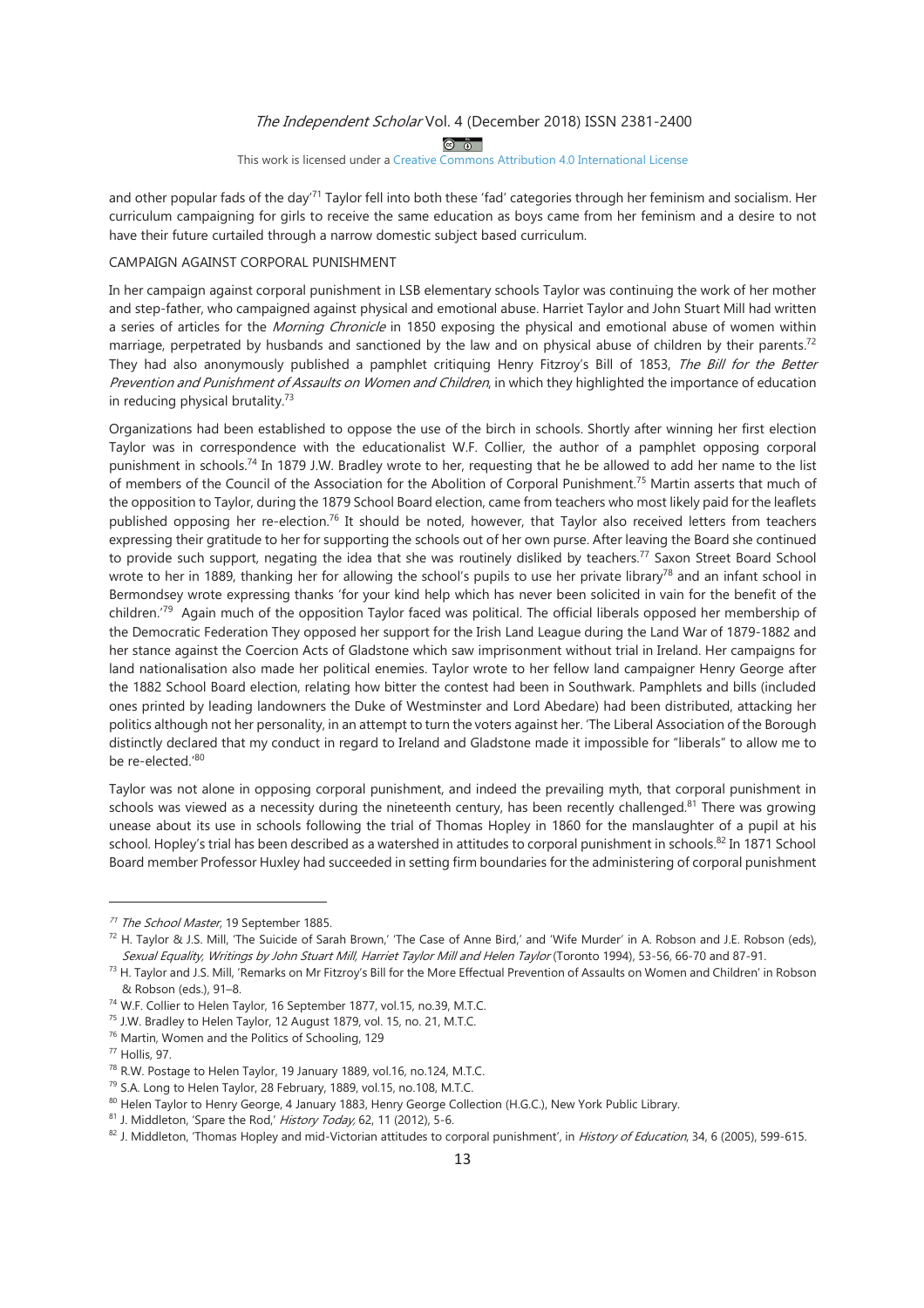and other popular fads of the day'[71] Taylor fell into both these 'fad' categories through her feminism and socialism. Her curriculum campaigning for girls to receive the same education as boys came from her feminism and a desire to not have their future curtailed through a narrow domestic subject based curriculum.

CAMPAIGN AGAINST CORPORAL PUNISHMENT

In her campaign against corporal punishment in LSB elementary schools Taylor was continuing the work of her mother and step-father, who campaigned against physical and emotional abuse. Harriet Taylor and John Stuart Mill had written a series of articles for the *Morning Chronicle* in 1850 exposing the physical and emotional abuse of women within marriage, perpetrated by husbands and sanctioned by the law and on physical abuse of children by their parents.[72] They had also anonymously published a pamphlet critiquing Henry Fitzroy's Bill of 1853, *The Bill for the Better Prevention and Punishment of Assaults on Women and Children*, in which they highlighted the importance of education in reducing physical brutality.[73]

Organizations had been established to oppose the use of the birch in schools. Shortly after winning her first election Taylor was in correspondence with the educationalist W.F. Collier, the author of a pamphlet opposing corporal punishment in schools.[74] In 1879 J.W. Bradley wrote to her, requesting that he be allowed to add her name to the list of members of the Council of the Association for the Abolition of Corporal Punishment.[75] Martin asserts that much of the opposition to Taylor, during the 1879 School Board election, came from teachers who most likely paid for the leaflets published opposing her re-election.[76] It should be noted, however, that Taylor also received letters from teachers expressing their gratitude to her for supporting the schools out of her own purse. After leaving the Board she continued to provide such support, negating the idea that she was routinely disliked by teachers.[77] Saxon Street Board School wrote to her in 1889, thanking her for allowing the school's pupils to use her private library[78] and an infant school in Bermondsey wrote expressing thanks 'for your kind help which has never been solicited in vain for the benefit of the children.'[79] Again much of the opposition Taylor faced was political. The official liberals opposed her membership of the Democratic Federation They opposed her support for the Irish Land League during the Land War of 1879-1882 and her stance against the Coercion Acts of Gladstone which saw imprisonment without trial in Ireland. Her campaigns for land nationalisation also made her political enemies. Taylor wrote to her fellow land campaigner Henry George after the 1882 School Board election, relating how bitter the contest had been in Southwark. Pamphlets and bills (included ones printed by leading landowners the Duke of Westminster and Lord Abedare) had been distributed, attacking her politics although not her personality, in an attempt to turn the voters against her. 'The Liberal Association of the Borough distinctly declared that my conduct in regard to Ireland and Gladstone made it impossible for "liberals" to allow me to be re-elected.'[80]

Taylor was not alone in opposing corporal punishment, and indeed the prevailing myth, that corporal punishment in schools was viewed as a necessity during the nineteenth century, has been recently challenged.[81] There was growing unease about its use in schools following the trial of Thomas Hopley in 1860 for the manslaughter of a pupil at his school. Hopley's trial has been described as a watershed in attitudes to corporal punishment in schools.[82] In 1871 School Board member Professor Huxley had succeeded in setting firm boundaries for the administering of corporal punishment

---

[71] *The School Master*, 19 September 1885.

[72] H. Taylor & J.S. Mill, 'The Suicide of Sarah Brown,' 'The Case of Anne Bird,' and 'Wife Murder' in A. Robson and J.E. Robson (eds), *Sexual Equality, Writings by John Stuart Mill, Harriet Taylor Mill and Helen Taylor* (Toronto 1994), 53-56, 66-70 and 87-91.

[73] H. Taylor and J.S. Mill, 'Remarks on Mr Fitzroy's Bill for the More Effectual Prevention of Assaults on Women and Children' in Robson & Robson (eds.), 91–8.

[74] W.F. Collier to Helen Taylor, 16 September 1877, vol.15, no.39, M.T.C.

[75] J.W. Bradley to Helen Taylor, 12 August 1879, vol. 15, no. 21, M.T.C.

[76] Martin, Women and the Politics of Schooling, 129

[77] Hollis, 97.

[78] R.W. Postage to Helen Taylor, 19 January 1889, vol.16, no.124, M.T.C.

[79] S.A. Long to Helen Taylor, 28 February, 1889, vol.15, no.108, M.T.C.

[80] Helen Taylor to Henry George, 4 January 1883, Henry George Collection (H.G.C.), New York Public Library.

[81] J. Middleton, 'Spare the Rod,' *History Today*, 62, 11 (2012), 5-6.

[82] J. Middleton, 'Thomas Hopley and mid-Victorian attitudes to corporal punishment', in *History of Education*, 34, 6 (2005), 599-615.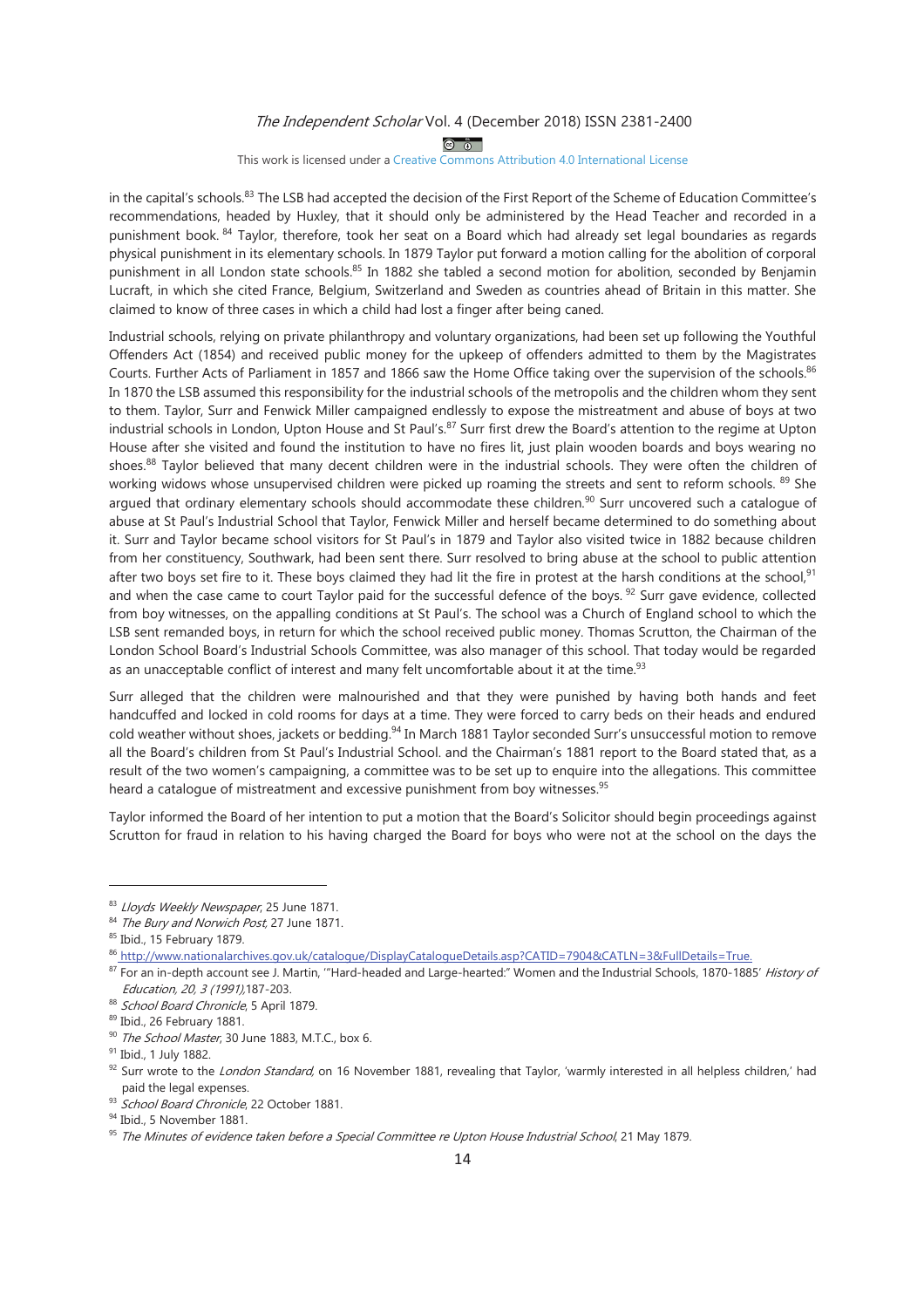in the capital's schools.[83] The LSB had accepted the decision of the First Report of the Scheme of Education Committee's recommendations, headed by Huxley, that it should only be administered by the Head Teacher and recorded in a punishment book. [84] Taylor, therefore, took her seat on a Board which had already set legal boundaries as regards physical punishment in its elementary schools. In 1879 Taylor put forward a motion calling for the abolition of corporal punishment in all London state schools.[85] In 1882 she tabled a second motion for abolition, seconded by Benjamin Lucraft, in which she cited France, Belgium, Switzerland and Sweden as countries ahead of Britain in this matter. She claimed to know of three cases in which a child had lost a finger after being caned.

Industrial schools, relying on private philanthropy and voluntary organizations, had been set up following the Youthful Offenders Act (1854) and received public money for the upkeep of offenders admitted to them by the Magistrates Courts. Further Acts of Parliament in 1857 and 1866 saw the Home Office taking over the supervision of the schools.[86] In 1870 the LSB assumed this responsibility for the industrial schools of the metropolis and the children whom they sent to them. Taylor, Surr and Fenwick Miller campaigned endlessly to expose the mistreatment and abuse of boys at two industrial schools in London, Upton House and St Paul's.[87] Surr first drew the Board's attention to the regime at Upton House after she visited and found the institution to have no fires lit, just plain wooden boards and boys wearing no shoes.[88] Taylor believed that many decent children were in the industrial schools. They were often the children of working widows whose unsupervised children were picked up roaming the streets and sent to reform schools. [89] She argued that ordinary elementary schools should accommodate these children.[90] Surr uncovered such a catalogue of abuse at St Paul's Industrial School that Taylor, Fenwick Miller and herself became determined to do something about it. Surr and Taylor became school visitors for St Paul's in 1879 and Taylor also visited twice in 1882 because children from her constituency, Southwark, had been sent there. Surr resolved to bring abuse at the school to public attention after two boys set fire to it. These boys claimed they had lit the fire in protest at the harsh conditions at the school,[91] and when the case came to court Taylor paid for the successful defence of the boys. [92] Surr gave evidence, collected from boy witnesses, on the appalling conditions at St Paul's. The school was a Church of England school to which the LSB sent remanded boys, in return for which the school received public money. Thomas Scrutton, the Chairman of the London School Board's Industrial Schools Committee, was also manager of this school. That today would be regarded as an unacceptable conflict of interest and many felt uncomfortable about it at the time.[93]

Surr alleged that the children were malnourished and that they were punished by having both hands and feet handcuffed and locked in cold rooms for days at a time. They were forced to carry beds on their heads and endured cold weather without shoes, jackets or bedding.[94] In March 1881 Taylor seconded Surr's unsuccessful motion to remove all the Board's children from St Paul's Industrial School. and the Chairman's 1881 report to the Board stated that, as a result of the two women's campaigning, a committee was to be set up to enquire into the allegations. This committee heard a catalogue of mistreatment and excessive punishment from boy witnesses.[95]

Taylor informed the Board of her intention to put a motion that the Board's Solicitor should begin proceedings against Scrutton for fraud in relation to his having charged the Board for boys who were not at the school on the days the

---

[83] *Lloyds Weekly Newspaper*, 25 June 1871.

[84] *The Bury and Norwich Post*, 27 June 1871.

[85] Ibid., 15 February 1879.

[86] http://www.nationalarchives.gov.uk/catalogue/DisplayCatalogueDetails.asp?CATID=7904&CATLN=3&FullDetails=True.

[87] For an in-depth account see J. Martin, '"Hard-headed and Large-hearted:" Women and the Industrial Schools, 1870-1885' *History of Education, 20, 3 (1991)*,187-203.

[88] *School Board Chronicle*, 5 April 1879.

[89] Ibid., 26 February 1881.

[90] *The School Master*, 30 June 1883, M.T.C., box 6.

[91] Ibid., 1 July 1882.

[92] Surr wrote to the *London Standard*, on 16 November 1881, revealing that Taylor, 'warmly interested in all helpless children,' had paid the legal expenses.

[93] *School Board Chronicle*, 22 October 1881.

[94] Ibid., 5 November 1881.

[95] *The Minutes of evidence taken before a Special Committee re Upton House Industrial School*, 21 May 1879.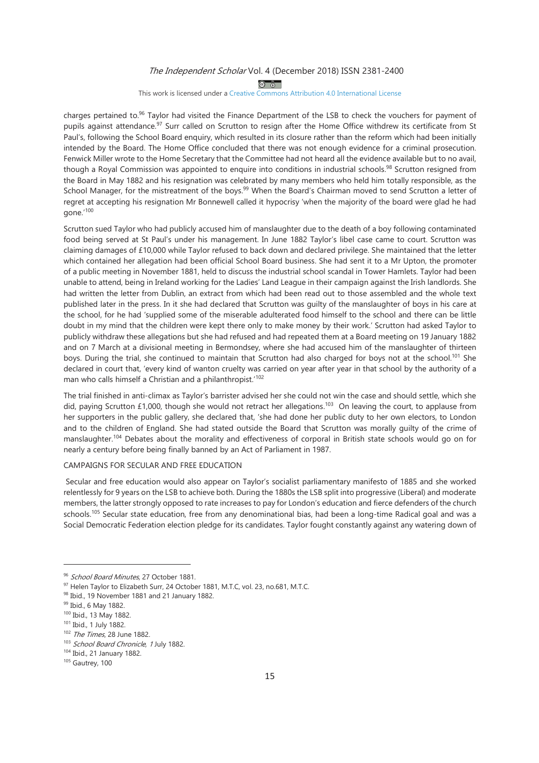charges pertained to.[96] Taylor had visited the Finance Department of the LSB to check the vouchers for payment of pupils against attendance.[97] Surr called on Scrutton to resign after the Home Office withdrew its certificate from St Paul's, following the School Board enquiry, which resulted in its closure rather than the reform which had been initially intended by the Board. The Home Office concluded that there was not enough evidence for a criminal prosecution. Fenwick Miller wrote to the Home Secretary that the Committee had not heard all the evidence available but to no avail, though a Royal Commission was appointed to enquire into conditions in industrial schools.[98] Scrutton resigned from the Board in May 1882 and his resignation was celebrated by many members who held him totally responsible, as the School Manager, for the mistreatment of the boys.[99] When the Board's Chairman moved to send Scrutton a letter of regret at accepting his resignation Mr Bonnewell called it hypocrisy 'when the majority of the board were glad he had gone.'[100]

Scrutton sued Taylor who had publicly accused him of manslaughter due to the death of a boy following contaminated food being served at St Paul's under his management. In June 1882 Taylor's libel case came to court. Scrutton was claiming damages of £10,000 while Taylor refused to back down and declared privilege. She maintained that the letter which contained her allegation had been official School Board business. She had sent it to a Mr Upton, the promoter of a public meeting in November 1881, held to discuss the industrial school scandal in Tower Hamlets. Taylor had been unable to attend, being in Ireland working for the Ladies' Land League in their campaign against the Irish landlords. She had written the letter from Dublin, an extract from which had been read out to those assembled and the whole text published later in the press. In it she had declared that Scrutton was guilty of the manslaughter of boys in his care at the school, for he had 'supplied some of the miserable adulterated food himself to the school and there can be little doubt in my mind that the children were kept there only to make money by their work.' Scrutton had asked Taylor to publicly withdraw these allegations but she had refused and had repeated them at a Board meeting on 19 January 1882 and on 7 March at a divisional meeting in Bermondsey, where she had accused him of the manslaughter of thirteen boys. During the trial, she continued to maintain that Scrutton had also charged for boys not at the school.[101] She declared in court that, 'every kind of wanton cruelty was carried on year after year in that school by the authority of a man who calls himself a Christian and a philanthropist.'[102]

The trial finished in anti-climax as Taylor's barrister advised her she could not win the case and should settle, which she did, paying Scrutton £1,000, though she would not retract her allegations.[103] On leaving the court, to applause from her supporters in the public gallery, she declared that, 'she had done her public duty to her own electors, to London and to the children of England. She had stated outside the Board that Scrutton was morally guilty of the crime of manslaughter.[104] Debates about the morality and effectiveness of corporal in British state schools would go on for nearly a century before being finally banned by an Act of Parliament in 1987.

CAMPAIGNS FOR SECULAR AND FREE EDUCATION

Secular and free education would also appear on Taylor's socialist parliamentary manifesto of 1885 and she worked relentlessly for 9 years on the LSB to achieve both. During the 1880s the LSB split into progressive (Liberal) and moderate members, the latter strongly opposed to rate increases to pay for London's education and fierce defenders of the church schools.[105] Secular state education, free from any denominational bias, had been a long-time Radical goal and was a Social Democratic Federation election pledge for its candidates. Taylor fought constantly against any watering down of

---

[96] *School Board Minutes*, 27 October 1881.

[97] Helen Taylor to Elizabeth Surr, 24 October 1881, M.T.C, vol. 23, no.681, M.T.C.

[98] Ibid., 19 November 1881 and 21 January 1882.

[99] Ibid., 6 May 1882.

[100] Ibid., 13 May 1882.

[101] Ibid., 1 July 1882.

[102] *The Times*, 28 June 1882.

[103] *School Board Chronicle*, *1* July 1882.

[104] Ibid., 21 January 1882.

[105] Gautrey, 100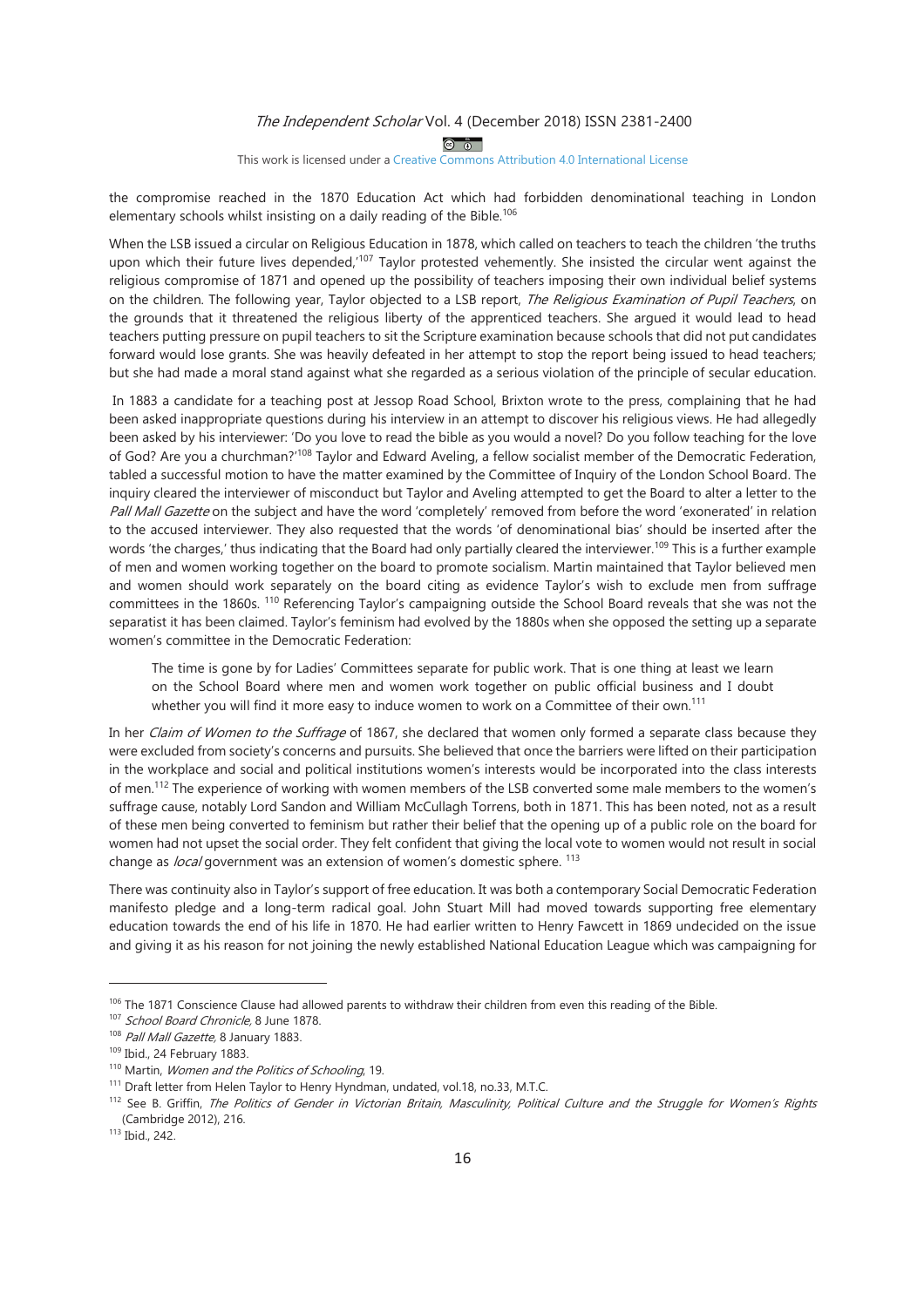the compromise reached in the 1870 Education Act which had forbidden denominational teaching in London elementary schools whilst insisting on a daily reading of the Bible.[106]

When the LSB issued a circular on Religious Education in 1878, which called on teachers to teach the children 'the truths upon which their future lives depended,'[107] Taylor protested vehemently. She insisted the circular went against the religious compromise of 1871 and opened up the possibility of teachers imposing their own individual belief systems on the children. The following year, Taylor objected to a LSB report, *The Religious Examination of Pupil Teachers*, on the grounds that it threatened the religious liberty of the apprenticed teachers. She argued it would lead to head teachers putting pressure on pupil teachers to sit the Scripture examination because schools that did not put candidates forward would lose grants. She was heavily defeated in her attempt to stop the report being issued to head teachers; but she had made a moral stand against what she regarded as a serious violation of the principle of secular education.

In 1883 a candidate for a teaching post at Jessop Road School, Brixton wrote to the press, complaining that he had been asked inappropriate questions during his interview in an attempt to discover his religious views. He had allegedly been asked by his interviewer: 'Do you love to read the bible as you would a novel? Do you follow teaching for the love of God? Are you a churchman?'[108] Taylor and Edward Aveling, a fellow socialist member of the Democratic Federation, tabled a successful motion to have the matter examined by the Committee of Inquiry of the London School Board. The inquiry cleared the interviewer of misconduct but Taylor and Aveling attempted to get the Board to alter a letter to the *Pall Mall Gazette* on the subject and have the word 'completely' removed from before the word 'exonerated' in relation to the accused interviewer. They also requested that the words 'of denominational bias' should be inserted after the words 'the charges,' thus indicating that the Board had only partially cleared the interviewer.[109] This is a further example of men and women working together on the board to promote socialism. Martin maintained that Taylor believed men and women should work separately on the board citing as evidence Taylor's wish to exclude men from suffrage committees in the 1860s. [110] Referencing Taylor's campaigning outside the School Board reveals that she was not the separatist it has been claimed. Taylor's feminism had evolved by the 1880s when she opposed the setting up a separate women's committee in the Democratic Federation:

> The time is gone by for Ladies' Committees separate for public work. That is one thing at least we learn on the School Board where men and women work together on public official business and I doubt whether you will find it more easy to induce women to work on a Committee of their own.[111]

In her *Claim of Women to the Suffrage* of 1867, she declared that women only formed a separate class because they were excluded from society's concerns and pursuits. She believed that once the barriers were lifted on their participation in the workplace and social and political institutions women's interests would be incorporated into the class interests of men.[112] The experience of working with women members of the LSB converted some male members to the women's suffrage cause, notably Lord Sandon and William McCullagh Torrens, both in 1871. This has been noted, not as a result of these men being converted to feminism but rather their belief that the opening up of a public role on the board for women had not upset the social order. They felt confident that giving the local vote to women would not result in social change as *local* government was an extension of women's domestic sphere. [113]

There was continuity also in Taylor's support of free education. It was both a contemporary Social Democratic Federation manifesto pledge and a long-term radical goal. John Stuart Mill had moved towards supporting free elementary education towards the end of his life in 1870. He had earlier written to Henry Fawcett in 1869 undecided on the issue and giving it as his reason for not joining the newly established National Education League which was campaigning for

---

[106] The 1871 Conscience Clause had allowed parents to withdraw their children from even this reading of the Bible.

[107] *School Board Chronicle*, 8 June 1878.

[108] *Pall Mall Gazette*, 8 January 1883.

[109] Ibid., 24 February 1883.

[110] Martin, *Women and the Politics of Schooling*, 19.

[111] Draft letter from Helen Taylor to Henry Hyndman, undated, vol.18, no.33, M.T.C.

[112] See B. Griffin, *The Politics of Gender in Victorian Britain, Masculinity, Political Culture and the Struggle for Women's Rights* (Cambridge 2012), 216.

[113] Ibid., 242.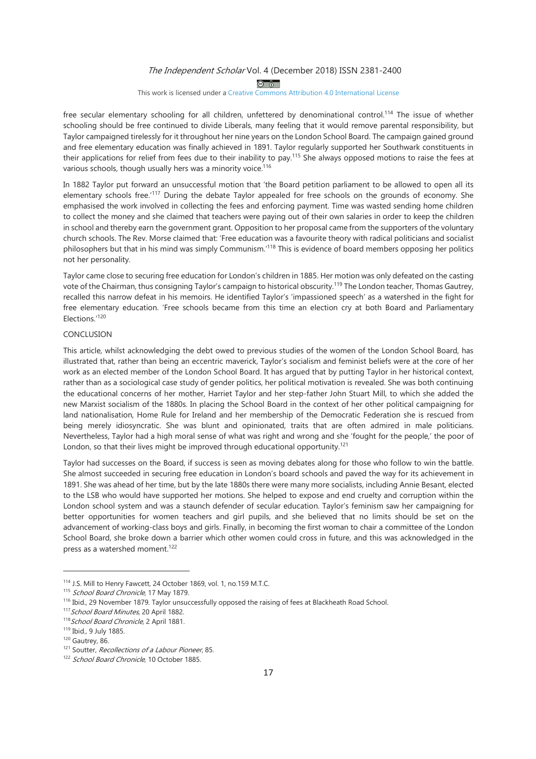free secular elementary schooling for all children, unfettered by denominational control.[114] The issue of whether schooling should be free continued to divide Liberals, many feeling that it would remove parental responsibility, but Taylor campaigned tirelessly for it throughout her nine years on the London School Board. The campaign gained ground and free elementary education was finally achieved in 1891. Taylor regularly supported her Southwark constituents in their applications for relief from fees due to their inability to pay.[115] She always opposed motions to raise the fees at various schools, though usually hers was a minority voice.[116]

In 1882 Taylor put forward an unsuccessful motion that 'the Board petition parliament to be allowed to open all its elementary schools free.'[117] During the debate Taylor appealed for free schools on the grounds of economy. She emphasised the work involved in collecting the fees and enforcing payment. Time was wasted sending home children to collect the money and she claimed that teachers were paying out of their own salaries in order to keep the children in school and thereby earn the government grant. Opposition to her proposal came from the supporters of the voluntary church schools. The Rev. Morse claimed that: 'Free education was a favourite theory with radical politicians and socialist philosophers but that in his mind was simply Communism.'[118] This is evidence of board members opposing her politics not her personality.

Taylor came close to securing free education for London's children in 1885. Her motion was only defeated on the casting vote of the Chairman, thus consigning Taylor's campaign to historical obscurity.[119] The London teacher, Thomas Gautrey, recalled this narrow defeat in his memoirs. He identified Taylor's 'impassioned speech' as a watershed in the fight for free elementary education. 'Free schools became from this time an election cry at both Board and Parliamentary Elections.'[120]

## CONCLUSION

This article, whilst acknowledging the debt owed to previous studies of the women of the London School Board, has illustrated that, rather than being an eccentric maverick, Taylor's socialism and feminist beliefs were at the core of her work as an elected member of the London School Board. It has argued that by putting Taylor in her historical context, rather than as a sociological case study of gender politics, her political motivation is revealed. She was both continuing the educational concerns of her mother, Harriet Taylor and her step-father John Stuart Mill, to which she added the new Marxist socialism of the 1880s. In placing the School Board in the context of her other political campaigning for land nationalisation, Home Rule for Ireland and her membership of the Democratic Federation she is rescued from being merely idiosyncratic. She was blunt and opinionated, traits that are often admired in male politicians. Nevertheless, Taylor had a high moral sense of what was right and wrong and she 'fought for the people,' the poor of London, so that their lives might be improved through educational opportunity.[121]

Taylor had successes on the Board, if success is seen as moving debates along for those who follow to win the battle. She almost succeeded in securing free education in London's board schools and paved the way for its achievement in 1891. She was ahead of her time, but by the late 1880s there were many more socialists, including Annie Besant, elected to the LSB who would have supported her motions. She helped to expose and end cruelty and corruption within the London school system and was a staunch defender of secular education. Taylor's feminism saw her campaigning for better opportunities for women teachers and girl pupils, and she believed that no limits should be set on the advancement of working-class boys and girls. Finally, in becoming the first woman to chair a committee of the London School Board, she broke down a barrier which other women could cross in future, and this was acknowledged in the press as a watershed moment.[122]

---

[114] J.S. Mill to Henry Fawcett, 24 October 1869, vol. 1, no.159 M.T.C.

[115] *School Board Chronicle*, 17 May 1879.

[116] Ibid., 29 November 1879. Taylor unsuccessfully opposed the raising of fees at Blackheath Road School.

[117] *School Board Minutes*, 20 April 1882.

[118] *School Board Chronicle*, 2 April 1881.

[119] Ibid., 9 July 1885.

[120] Gautrey, 86.

[121] Soutter, *Recollections of a Labour Pioneer*, 85.

[122] *School Board Chronicle*, 10 October 1885.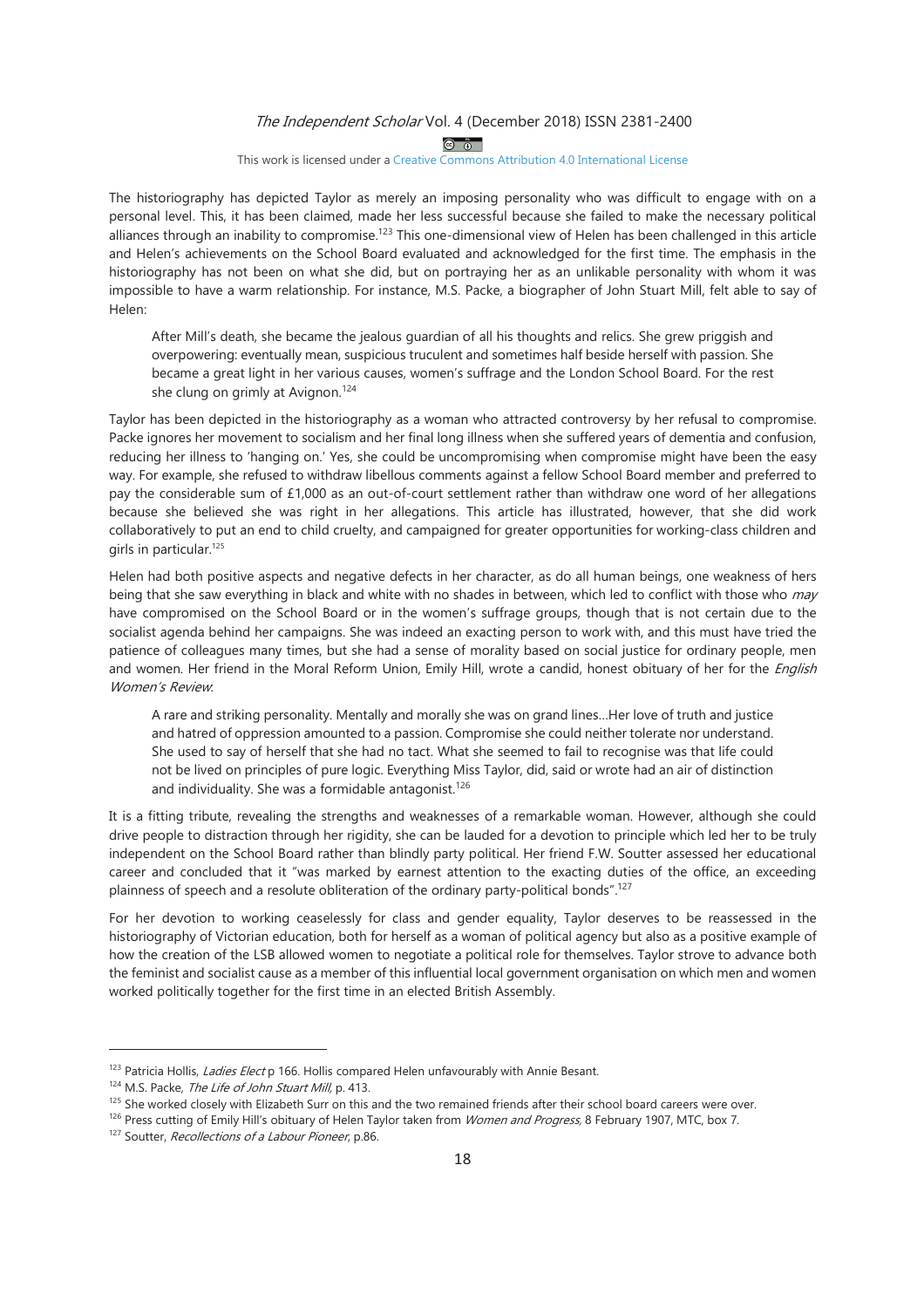The historiography has depicted Taylor as merely an imposing personality who was difficult to engage with on a personal level. This, it has been claimed, made her less successful because she failed to make the necessary political alliances through an inability to compromise.[123] This one-dimensional view of Helen has been challenged in this article and Helen's achievements on the School Board evaluated and acknowledged for the first time. The emphasis in the historiography has not been on what she did, but on portraying her as an unlikable personality with whom it was impossible to have a warm relationship. For instance, M.S. Packe, a biographer of John Stuart Mill, felt able to say of Helen:

> After Mill's death, she became the jealous guardian of all his thoughts and relics. She grew priggish and overpowering: eventually mean, suspicious truculent and sometimes half beside herself with passion. She became a great light in her various causes, women's suffrage and the London School Board. For the rest she clung on grimly at Avignon.[124]

Taylor has been depicted in the historiography as a woman who attracted controversy by her refusal to compromise. Packe ignores her movement to socialism and her final long illness when she suffered years of dementia and confusion, reducing her illness to 'hanging on.' Yes, she could be uncompromising when compromise might have been the easy way. For example, she refused to withdraw libellous comments against a fellow School Board member and preferred to pay the considerable sum of £1,000 as an out-of-court settlement rather than withdraw one word of her allegations because she believed she was right in her allegations. This article has illustrated, however, that she did work collaboratively to put an end to child cruelty, and campaigned for greater opportunities for working-class children and girls in particular.[125]

Helen had both positive aspects and negative defects in her character, as do all human beings, one weakness of hers being that she saw everything in black and white with no shades in between, which led to conflict with those who *may* have compromised on the School Board or in the women's suffrage groups, though that is not certain due to the socialist agenda behind her campaigns. She was indeed an exacting person to work with, and this must have tried the patience of colleagues many times, but she had a sense of morality based on social justice for ordinary people, men and women. Her friend in the Moral Reform Union, Emily Hill, wrote a candid, honest obituary of her for the *English Women's Review*:

> A rare and striking personality. Mentally and morally she was on grand lines…Her love of truth and justice and hatred of oppression amounted to a passion. Compromise she could neither tolerate nor understand. She used to say of herself that she had no tact. What she seemed to fail to recognise was that life could not be lived on principles of pure logic. Everything Miss Taylor, did, said or wrote had an air of distinction and individuality. She was a formidable antagonist.[126]

It is a fitting tribute, revealing the strengths and weaknesses of a remarkable woman. However, although she could drive people to distraction through her rigidity, she can be lauded for a devotion to principle which led her to be truly independent on the School Board rather than blindly party political. Her friend F.W. Soutter assessed her educational career and concluded that it "was marked by earnest attention to the exacting duties of the office, an exceeding plainness of speech and a resolute obliteration of the ordinary party-political bonds".[127]

For her devotion to working ceaselessly for class and gender equality, Taylor deserves to be reassessed in the historiography of Victorian education, both for herself as a woman of political agency but also as a positive example of how the creation of the LSB allowed women to negotiate a political role for themselves. Taylor strove to advance both the feminist and socialist cause as a member of this influential local government organisation on which men and women worked politically together for the first time in an elected British Assembly.

---

[123] Patricia Hollis, *Ladies Elect* p 166. Hollis compared Helen unfavourably with Annie Besant.

[124] M.S. Packe, *The Life of John Stuart Mill*, p. 413.

[125] She worked closely with Elizabeth Surr on this and the two remained friends after their school board careers were over.

[126] Press cutting of Emily Hill's obituary of Helen Taylor taken from *Women and Progress,* 8 February 1907, MTC, box 7.

[127] Soutter, *Recollections of a Labour Pioneer*, p.86.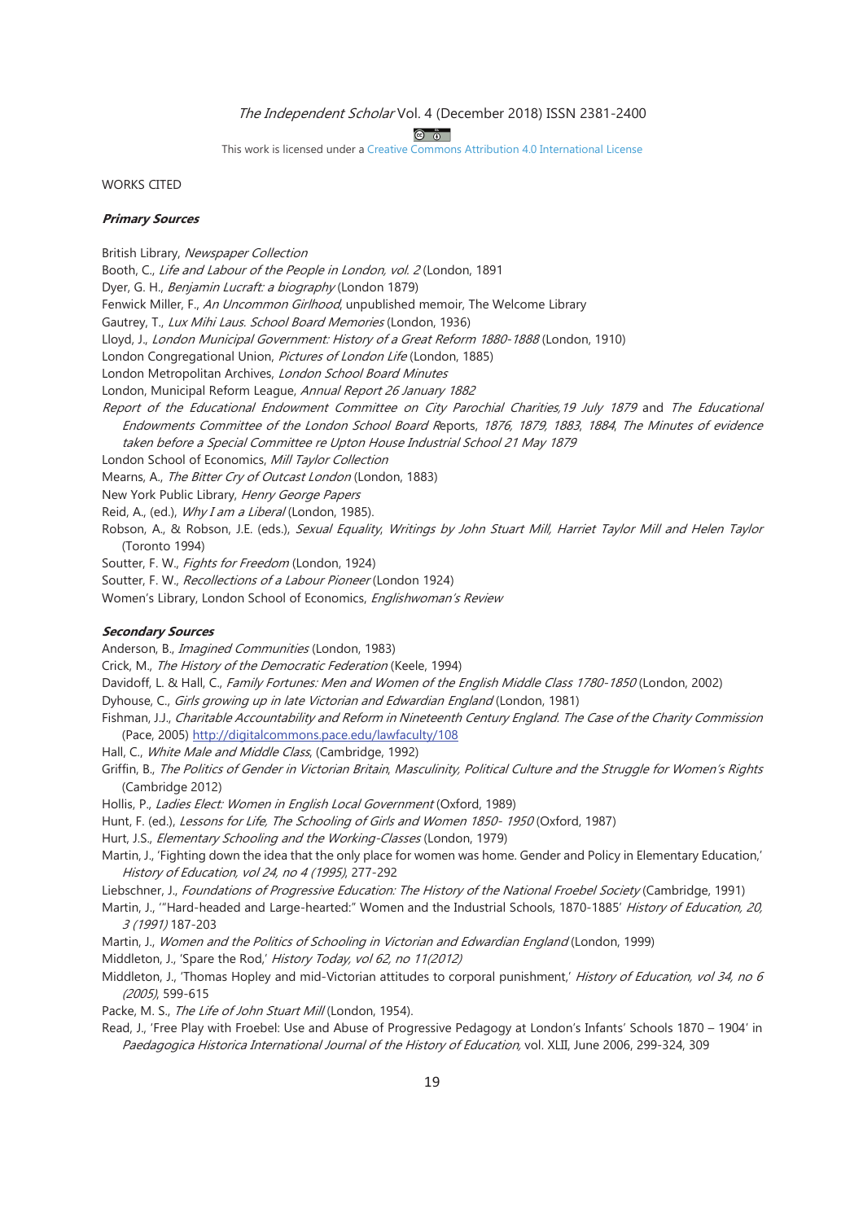WORKS CITED

***Primary Sources***

British Library, *Newspaper Collection*

Booth, C., *Life and Labour of the People in London, vol. 2* (London, 1891

Dyer, G. H., *Benjamin Lucraft: a biography* (London 1879)

Fenwick Miller, F., *An Uncommon Girlhood*, unpublished memoir, The Welcome Library

Gautrey, T., *Lux Mihi Laus. School Board Memories* (London, 1936)

Lloyd, J., *London Municipal Government: History of a Great Reform 1880-1888* (London, 1910)

London Congregational Union, *Pictures of London Life* (London, 1885)

London Metropolitan Archives, *London School Board Minutes*

London, Municipal Reform League, *Annual Report 26 January 1882*

*Report of the Educational Endowment Committee on City Parochial Charities,19 July 1879* and *The Educational Endowments Committee of the London School Board* Reports, *1876, 1879, 1883, 1884, The Minutes of evidence taken before a Special Committee re Upton House Industrial School 21 May 1879*

London School of Economics, *Mill Taylor Collection*

Mearns, A., *The Bitter Cry of Outcast London* (London, 1883)

New York Public Library, *Henry George Papers*

Reid, A., (ed.), *Why I am a Liberal* (London, 1985).

Robson, A., & Robson, J.E. (eds.), *Sexual Equality, Writings by John Stuart Mill, Harriet Taylor Mill and Helen Taylor* (Toronto 1994)

Soutter, F. W., *Fights for Freedom* (London, 1924)

Soutter, F. W., *Recollections of a Labour Pioneer* (London 1924)

Women's Library, London School of Economics, *Englishwoman's Review*

***Secondary Sources***

Anderson, B., *Imagined Communities* (London, 1983)

Crick, M., *The History of the Democratic Federation* (Keele, 1994)

Davidoff, L. & Hall, C., *Family Fortunes: Men and Women of the English Middle Class 1780-1850* (London, 2002)

Dyhouse, C., *Girls growing up in late Victorian and Edwardian England* (London, 1981)

Fishman, J.J., *Charitable Accountability and Reform in Nineteenth Century England. The Case of the Charity Commission* (Pace, 2005) http://digitalcommons.pace.edu/lawfaculty/108

Hall, C., *White Male and Middle Class*, (Cambridge, 1992)

Griffin, B., *The Politics of Gender in Victorian Britain, Masculinity, Political Culture and the Struggle for Women's Rights* (Cambridge 2012)

Hollis, P., *Ladies Elect: Women in English Local Government* (Oxford, 1989)

Hunt, F. (ed.), *Lessons for Life, The Schooling of Girls and Women 1850- 1950* (Oxford, 1987)

Hurt, J.S., *Elementary Schooling and the Working-Classes* (London, 1979)

Martin, J., 'Fighting down the idea that the only place for women was home. Gender and Policy in Elementary Education,' *History of Education, vol 24, no 4 (1995)*, 277-292

Liebschner, J., *Foundations of Progressive Education: The History of the National Froebel Society* (Cambridge, 1991)

Martin, J., '"Hard-headed and Large-hearted:" Women and the Industrial Schools, 1870-1885' *History of Education, 20, 3 (1991)* 187-203

Martin, J., *Women and the Politics of Schooling in Victorian and Edwardian England* (London, 1999)

Middleton, J., 'Spare the Rod,' *History Today, vol 62, no 11(2012)*

Middleton, J., 'Thomas Hopley and mid-Victorian attitudes to corporal punishment,' *History of Education, vol 34, no 6 (2005)*, 599-615

Packe, M. S., *The Life of John Stuart Mill* (London, 1954).

Read, J., 'Free Play with Froebel: Use and Abuse of Progressive Pedagogy at London's Infants' Schools 1870 – 1904' in *Paedagogica Historica International Journal of the History of Education,* vol. XLII, June 2006, 299-324, 309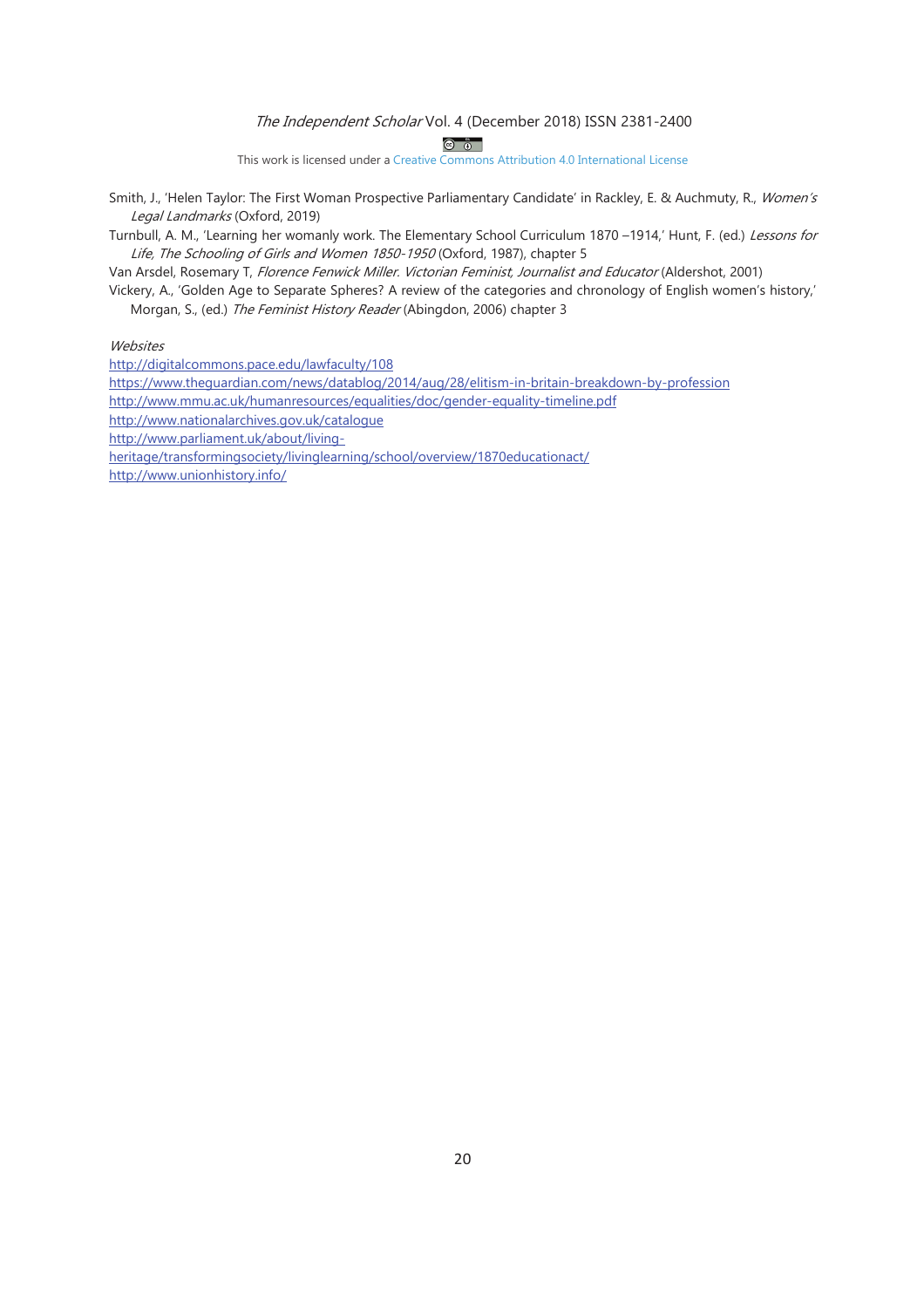Smith, J., 'Helen Taylor: The First Woman Prospective Parliamentary Candidate' in Rackley, E. & Auchmuty, R., *Women's Legal Landmarks* (Oxford, 2019)

Turnbull, A. M., 'Learning her womanly work. The Elementary School Curriculum 1870 –1914,' Hunt, F. (ed.) *Lessons for Life, The Schooling of Girls and Women 1850-1950* (Oxford, 1987), chapter 5

Van Arsdel, Rosemary T, *Florence Fenwick Miller. Victorian Feminist, Journalist and Educator* (Aldershot, 2001)

Vickery, A., 'Golden Age to Separate Spheres? A review of the categories and chronology of English women's history,' Morgan, S., (ed.) *The Feminist History Reader* (Abingdon, 2006) chapter 3

*Websites*

http://digitalcommons.pace.edu/lawfaculty/108

https://www.theguardian.com/news/datablog/2014/aug/28/elitism-in-britain-breakdown-by-profession

http://www.mmu.ac.uk/humanresources/equalities/doc/gender-equality-timeline.pdf

http://www.nationalarchives.gov.uk/catalogue

http://www.parliament.uk/about/living-heritage/transformingsociety/livinglearning/school/overview/1870educationact/

http://www.unionhistory.info/